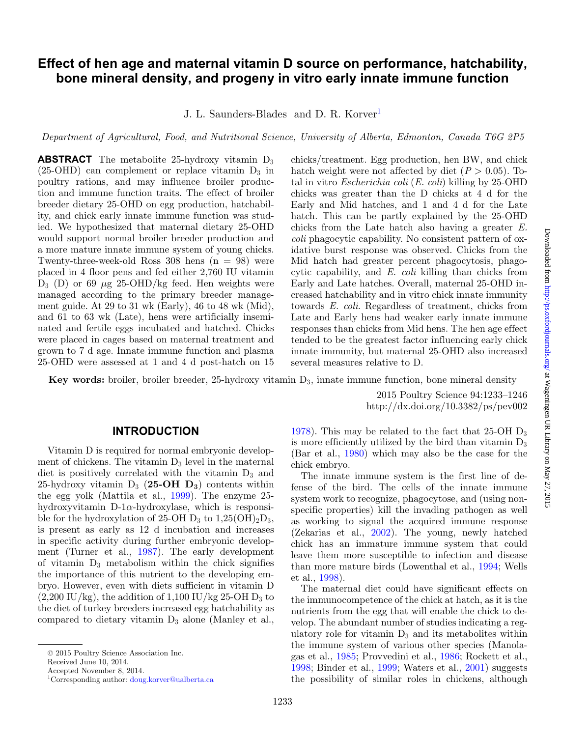# Effect of hen age and maternal vitamin D source on performance, hatchability, bone mineral density, and progeny in vitro early innate immune function

J. L. Saunders-Blades and D. R. Korver[1]

*Department of Agricultural, Food, and Nutritional Science, University of Alberta, Edmonton, Canada T6G 2P5*

**ABSTRACT** The metabolite 25-hydroxy vitamin $D_3$ (25-OHD) can complement or replace vitamin $D_3$ in poultry rations, and may influence broiler production and immune function traits. The effect of broiler breeder dietary 25-OHD on egg production, hatchability, and chick early innate immune function was studied. We hypothesized that maternal dietary 25-OHD would support normal broiler breeder production and a more mature innate immune system of young chicks. Twenty-three-week-old Ross 308 hens (n = 98) were placed in 4 floor pens and fed either 2,760 IU vitamin $D_3$ (D) or 69 $\mu$g 25-OHD/kg feed. Hen weights were managed according to the primary breeder management guide. At 29 to 31 wk (Early), 46 to 48 wk (Mid), and 61 to 63 wk (Late), hens were artificially inseminated and fertile eggs incubated and hatched. Chicks were placed in cages based on maternal treatment and grown to 7 d age. Innate immune function and plasma 25-OHD were assessed at 1 and 4 d post-hatch on 15 chicks/treatment. Egg production, hen BW, and chick hatch weight were not affected by diet ($P > 0.05$). Total in vitro *Escherichia coli* (*E. coli*) killing by 25-OHD chicks was greater than the D chicks at 4 d for the Early and Mid hatches, and 1 and 4 d for the Late hatch. This can be partly explained by the 25-OHD chicks from the Late hatch also having a greater *E. coli* phagocytic capability. No consistent pattern of oxidative burst response was observed. Chicks from the Mid hatch had greater percent phagocytosis, phagocytic capability, and *E. coli* killing than chicks from Early and Late hatches. Overall, maternal 25-OHD increased hatchability and in vitro chick innate immunity towards *E. coli*. Regardless of treatment, chicks from Late and Early hens had weaker early innate immune responses than chicks from Mid hens. The hen age effect tended to be the greatest factor influencing early chick innate immunity, but maternal 25-OHD also increased several measures relative to D.

**Key words:** broiler, broiler breeder, 25-hydroxy vitamin $D_3$, innate immune function, bone mineral density

2015 Poultry Science 94:1233–1246
http://dx.doi.org/10.3382/ps/pev002

## INTRODUCTION

Vitamin D is required for normal embryonic development of chickens. The vitamin $D_3$ level in the maternal diet is positively correlated with the vitamin $D_3$ and 25-hydroxy vitamin $D_3$ (**25-OH $D_3$**) contents within the egg yolk (Mattila et al., 1999). The enzyme 25-hydroxyvitamin D-1$\alpha$-hydroxylase, which is responsible for the hydroxylation of 25-OH $D_3$ to $1{,}25(OH)_2D_3$, is present as early as 12 d incubation and increases in specific activity during further embryonic development (Turner et al., 1987). The early development of vitamin $D_3$ metabolism within the chick signifies the importance of this nutrient to the developing embryo. However, even with diets sufficient in vitamin D (2,200 IU/kg), the addition of 1,100 IU/kg 25-OH $D_3$ to the diet of turkey breeders increased egg hatchability as compared to dietary vitamin $D_3$ alone (Manley et al., 1978). This may be related to the fact that 25-OH $D_3$ is more efficiently utilized by the bird than vitamin $D_3$ (Bar et al., 1980) which may also be the case for the chick embryo.

The innate immune system is the first line of defense of the bird. The cells of the innate immune system work to recognize, phagocytose, and (using non-specific properties) kill the invading pathogen as well as working to signal the acquired immune response (Zekarias et al., 2002). The young, newly hatched chick has an immature immune system that could leave them more susceptible to infection and disease than more mature birds (Lowenthal et al., 1994; Wells et al., 1998).

The maternal diet could have significant effects on the immunocompetence of the chick at hatch, as it is the nutrients from the egg that will enable the chick to develop. The abundant number of studies indicating a regulatory role for vitamin $D_3$ and its metabolites within the immune system of various other species (Manolagas et al., 1985; Provvedini et al., 1986; Rockett et al., 1998; Binder et al., 1999; Waters et al., 2001) suggests the possibility of similar roles in chickens, although

© 2015 Poultry Science Association Inc.
Received June 10, 2014.
Accepted November 8, 2014.
[1]Corresponding author: doug.korver@ualberta.ca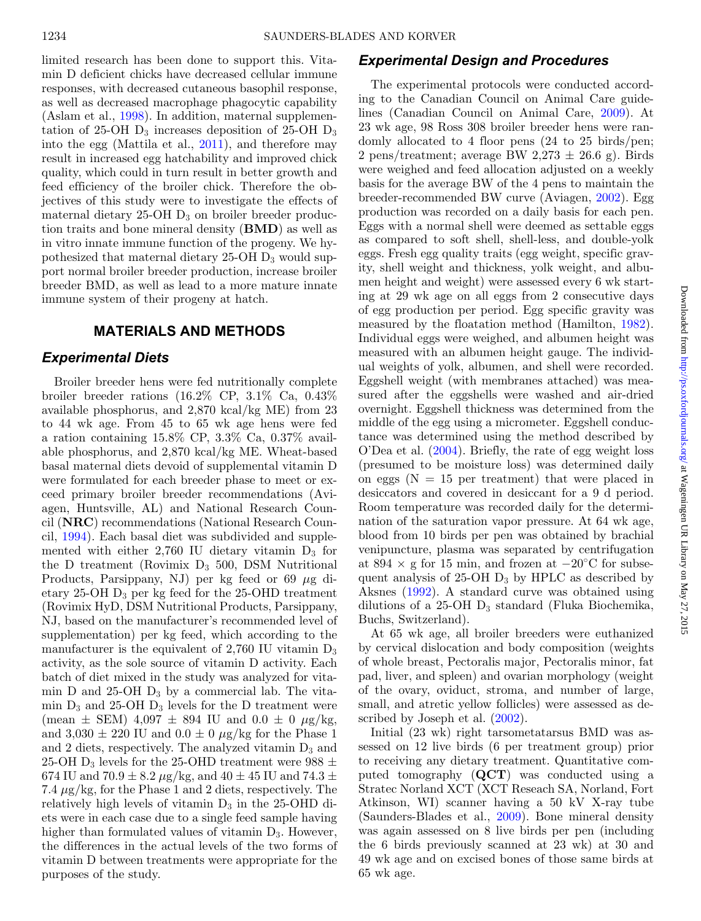limited research has been done to support this. Vitamin D deficient chicks have decreased cellular immune responses, with decreased cutaneous basophil response, as well as decreased macrophage phagocytic capability (Aslam et al., 1998). In addition, maternal supplementation of 25-OH $D_3$ increases deposition of 25-OH $D_3$ into the egg (Mattila et al., 2011), and therefore may result in increased egg hatchability and improved chick quality, which could in turn result in better growth and feed efficiency of the broiler chick. Therefore the objectives of this study were to investigate the effects of maternal dietary 25-OH $D_3$ on broiler breeder production traits and bone mineral density (**BMD**) as well as in vitro innate immune function of the progeny. We hypothesized that maternal dietary 25-OH $D_3$ would support normal broiler breeder production, increase broiler breeder BMD, as well as lead to a more mature innate immune system of their progeny at hatch.

## MATERIALS AND METHODS

### *Experimental Diets*

Broiler breeder hens were fed nutritionally complete broiler breeder rations (16.2% CP, 3.1% Ca, 0.43% available phosphorus, and 2,870 kcal/kg ME) from 23 to 44 wk age. From 45 to 65 wk age hens were fed a ration containing 15.8% CP, 3.3% Ca, 0.37% available phosphorus, and 2,870 kcal/kg ME. Wheat-based basal maternal diets devoid of supplemental vitamin D were formulated for each breeder phase to meet or exceed primary broiler breeder recommendations (Aviagen, Huntsville, AL) and National Research Council (**NRC**) recommendations (National Research Council, 1994). Each basal diet was subdivided and supplemented with either 2,760 IU dietary vitamin $D_3$ for the D treatment (Rovimix $D_3$ 500, DSM Nutritional Products, Parsippany, NJ) per kg feed or 69 $\mu$g dietary 25-OH $D_3$ per kg feed for the 25-OHD treatment (Rovimix HyD, DSM Nutritional Products, Parsippany, NJ, based on the manufacturer's recommended level of supplementation) per kg feed, which according to the manufacturer is the equivalent of 2,760 IU vitamin $D_3$ activity, as the sole source of vitamin D activity. Each batch of diet mixed in the study was analyzed for vitamin D and 25-OH $D_3$ by a commercial lab. The vitamin $D_3$ and 25-OH $D_3$ levels for the D treatment were (mean $\pm$ SEM) 4,097 $\pm$ 894 IU and 0.0 $\pm$ 0 $\mu$g/kg, and 3,030 $\pm$ 220 IU and 0.0 $\pm$ 0 $\mu$g/kg for the Phase 1 and 2 diets, respectively. The analyzed vitamin $D_3$ and 25-OH $D_3$ levels for the 25-OHD treatment were 988 $\pm$ 674 IU and 70.9 $\pm$ 8.2 $\mu$g/kg, and 40 $\pm$ 45 IU and 74.3 $\pm$ 7.4 $\mu$g/kg, for the Phase 1 and 2 diets, respectively. The relatively high levels of vitamin $D_3$ in the 25-OHD diets were in each case due to a single feed sample having higher than formulated values of vitamin $D_3$. However, the differences in the actual levels of the two forms of vitamin D between treatments were appropriate for the purposes of the study.

### *Experimental Design and Procedures*

The experimental protocols were conducted according to the Canadian Council on Animal Care guidelines (Canadian Council on Animal Care, 2009). At 23 wk age, 98 Ross 308 broiler breeder hens were randomly allocated to 4 floor pens (24 to 25 birds/pen; 2 pens/treatment; average BW 2,273 $\pm$ 26.6 g). Birds were weighed and feed allocation adjusted on a weekly basis for the average BW of the 4 pens to maintain the breeder-recommended BW curve (Aviagen, 2002). Egg production was recorded on a daily basis for each pen. Eggs with a normal shell were deemed as settable eggs as compared to soft shell, shell-less, and double-yolk eggs. Fresh egg quality traits (egg weight, specific gravity, shell weight and thickness, yolk weight, and albumen height and weight) were assessed every 6 wk starting at 29 wk age on all eggs from 2 consecutive days of egg production per period. Egg specific gravity was measured by the floatation method (Hamilton, 1982). Individual eggs were weighed, and albumen height was measured with an albumen height gauge. The individual weights of yolk, albumen, and shell were recorded. Eggshell weight (with membranes attached) was measured after the eggshells were washed and air-dried overnight. Eggshell thickness was determined from the middle of the egg using a micrometer. Eggshell conductance was determined using the method described by O'Dea et al. (2004). Briefly, the rate of egg weight loss (presumed to be moisture loss) was determined daily on eggs (N = 15 per treatment) that were placed in desiccators and covered in desiccant for a 9 d period. Room temperature was recorded daily for the determination of the saturation vapor pressure. At 64 wk age, blood from 10 birds per pen was obtained by brachial venipuncture, plasma was separated by centrifugation at 894 $\times$ g for 15 min, and frozen at $-20$°C for subsequent analysis of 25-OH $D_3$ by HPLC as described by Aksnes (1992). A standard curve was obtained using dilutions of a 25-OH $D_3$ standard (Fluka Biochemika, Buchs, Switzerland).

At 65 wk age, all broiler breeders were euthanized by cervical dislocation and body composition (weights of whole breast, Pectoralis major, Pectoralis minor, fat pad, liver, and spleen) and ovarian morphology (weight of the ovary, oviduct, stroma, and number of large, small, and atretic yellow follicles) were assessed as described by Joseph et al. (2002).

Initial (23 wk) right tarsometatarsus BMD was assessed on 12 live birds (6 per treatment group) prior to receiving any dietary treatment. Quantitative computed tomography (**QCT**) was conducted using a Stratec Norland XCT (XCT Reseach SA, Norland, Fort Atkinson, WI) scanner having a 50 kV X-ray tube (Saunders-Blades et al., 2009). Bone mineral density was again assessed on 8 live birds per pen (including the 6 birds previously scanned at 23 wk) at 30 and 49 wk age and on excised bones of those same birds at 65 wk age.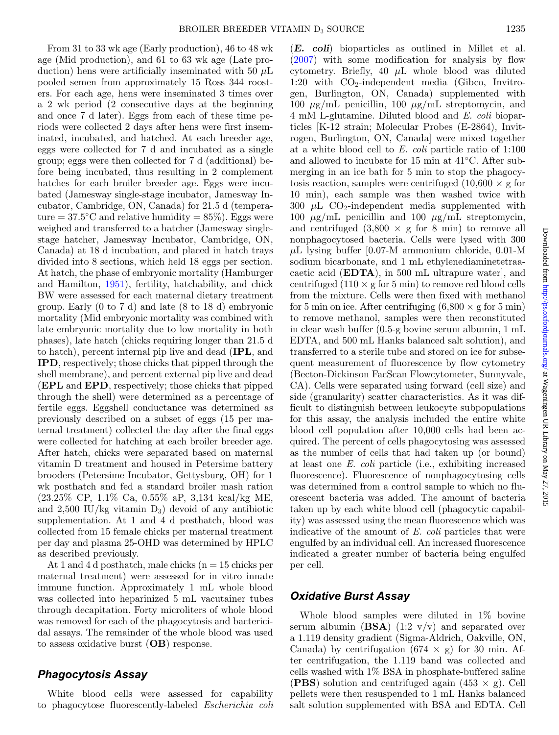From 31 to 33 wk age (Early production), 46 to 48 wk age (Mid production), and 61 to 63 wk age (Late production) hens were artificially inseminated with 50 $\mu$L pooled semen from approximately 15 Ross 344 roosters. For each age, hens were inseminated 3 times over a 2 wk period (2 consecutive days at the beginning and once 7 d later). Eggs from each of these time periods were collected 2 days after hens were first inseminated, incubated, and hatched. At each breeder age, eggs were collected for 7 d and incubated as a single group; eggs were then collected for 7 d (additional) before being incubated, thus resulting in 2 complement hatches for each broiler breeder age. Eggs were incubated (Jamesway single-stage incubator, Jamesway Incubator, Cambridge, ON, Canada) for 21.5 d (temperature = 37.5°C and relative humidity = 85%). Eggs were weighed and transferred to a hatcher (Jamesway single-stage hatcher, Jamesway Incubator, Cambridge, ON, Canada) at 18 d incubation, and placed in hatch trays divided into 8 sections, which held 18 eggs per section. At hatch, the phase of embryonic mortality (Hamburger and Hamilton, 1951), fertility, hatchability, and chick BW were assessed for each maternal dietary treatment group. Early (0 to 7 d) and late (8 to 18 d) embryonic mortality (Mid embryonic mortality was combined with late embryonic mortality due to low mortality in both phases), late hatch (chicks requiring longer than 21.5 d to hatch), percent internal pip live and dead (**IPL**, and **IPD**, respectively; those chicks that pipped through the shell membrane), and percent external pip live and dead (**EPL** and **EPD**, respectively; those chicks that pipped through the shell) were determined as a percentage of fertile eggs. Eggshell conductance was determined as previously described on a subset of eggs (15 per maternal treatment) collected the day after the final eggs were collected for hatching at each broiler breeder age. After hatch, chicks were separated based on maternal vitamin D treatment and housed in Petersime battery brooders (Petersime Incubator, Gettysburg, OH) for 1 wk posthatch and fed a standard broiler mash ration (23.25% CP, 1.1% Ca, 0.55% aP, 3,134 kcal/kg ME, and 2,500 IU/kg vitamin $D_3$) devoid of any antibiotic supplementation. At 1 and 4 d posthatch, blood was collected from 15 female chicks per maternal treatment per day and plasma 25-OHD was determined by HPLC as described previously.

At 1 and 4 d posthatch, male chicks (n = 15 chicks per maternal treatment) were assessed for in vitro innate immune function. Approximately 1 mL whole blood was collected into heparinized 5 mL vacutainer tubes through decapitation. Forty microliters of whole blood was removed for each of the phagocytosis and bactericidal assays. The remainder of the whole blood was used to assess oxidative burst (**OB**) response.

## Phagocytosis Assay

White blood cells were assessed for capability to phagocytose fluorescently-labeled *Escherichia coli* (***E. coli***) bioparticles as outlined in Millet et al. (2007) with some modification for analysis by flow cytometry. Briefly, 40 $\mu$L whole blood was diluted 1:20 with $CO_2$-independent media (Gibco, Invitrogen, Burlington, ON, Canada) supplemented with 100 $\mu$g/mL penicillin, 100 $\mu$g/mL streptomycin, and 4 mM L-glutamine. Diluted blood and *E. coli* bioparticles [K-12 strain; Molecular Probes (E-2864), Invitrogen, Burlington, ON, Canada] were mixed together at a white blood cell to *E. coli* particle ratio of 1:100 and allowed to incubate for 15 min at 41°C. After submerging in an ice bath for 5 min to stop the phagocytosis reaction, samples were centrifuged (10,600 × g for 10 min), each sample was then washed twice with 300 $\mu$L $CO_2$-independent media supplemented with 100 $\mu$g/mL penicillin and 100 $\mu$g/mL streptomycin, and centrifuged (3,800 × g for 8 min) to remove all nonphagocytosed bacteria. Cells were lysed with 300 $\mu$L lysing buffer [0.07-M ammonium chloride, 0.01-M sodium bicarbonate, and 1 mL ethylenediaminetetraacaetic acid (**EDTA**), in 500 mL ultrapure water], and centrifuged (110 × g for 5 min) to remove red blood cells from the mixture. Cells were then fixed with methanol for 5 min on ice. After centrifuging (6,800 × g for 5 min) to remove methanol, samples were then reconstituted in clear wash buffer (0.5-g bovine serum albumin, 1 mL EDTA, and 500 mL Hanks balanced salt solution), and transferred to a sterile tube and stored on ice for subsequent measurement of fluorescence by flow cytometry (Becton-Dickinson FacScan Flowcytometer, Sunnyvale, CA). Cells were separated using forward (cell size) and side (granularity) scatter characteristics. As it was difficult to distinguish between leukocyte subpopulations for this assay, the analysis included the entire white blood cell population after 10,000 cells had been acquired. The percent of cells phagocytosing was assessed as the number of cells that had taken up (or bound) at least one *E. coli* particle (i.e., exhibiting increased fluorescence). Fluorescence of nonphagocytosing cells was determined from a control sample to which no fluorescent bacteria was added. The amount of bacteria taken up by each white blood cell (phagocytic capability) was assessed using the mean fluorescence which was indicative of the amount of *E. coli* particles that were engulfed by an individual cell. An increased fluorescence indicated a greater number of bacteria being engulfed per cell.

## Oxidative Burst Assay

Whole blood samples were diluted in 1% bovine serum albumin (**BSA**) (1:2 v/v) and separated over a 1.119 density gradient (Sigma-Aldrich, Oakville, ON, Canada) by centrifugation (674 × g) for 30 min. After centrifugation, the 1.119 band was collected and cells washed with 1% BSA in phosphate-buffered saline (**PBS**) solution and centrifuged again (453 × g). Cell pellets were then resuspended to 1 mL Hanks balanced salt solution supplemented with BSA and EDTA. Cell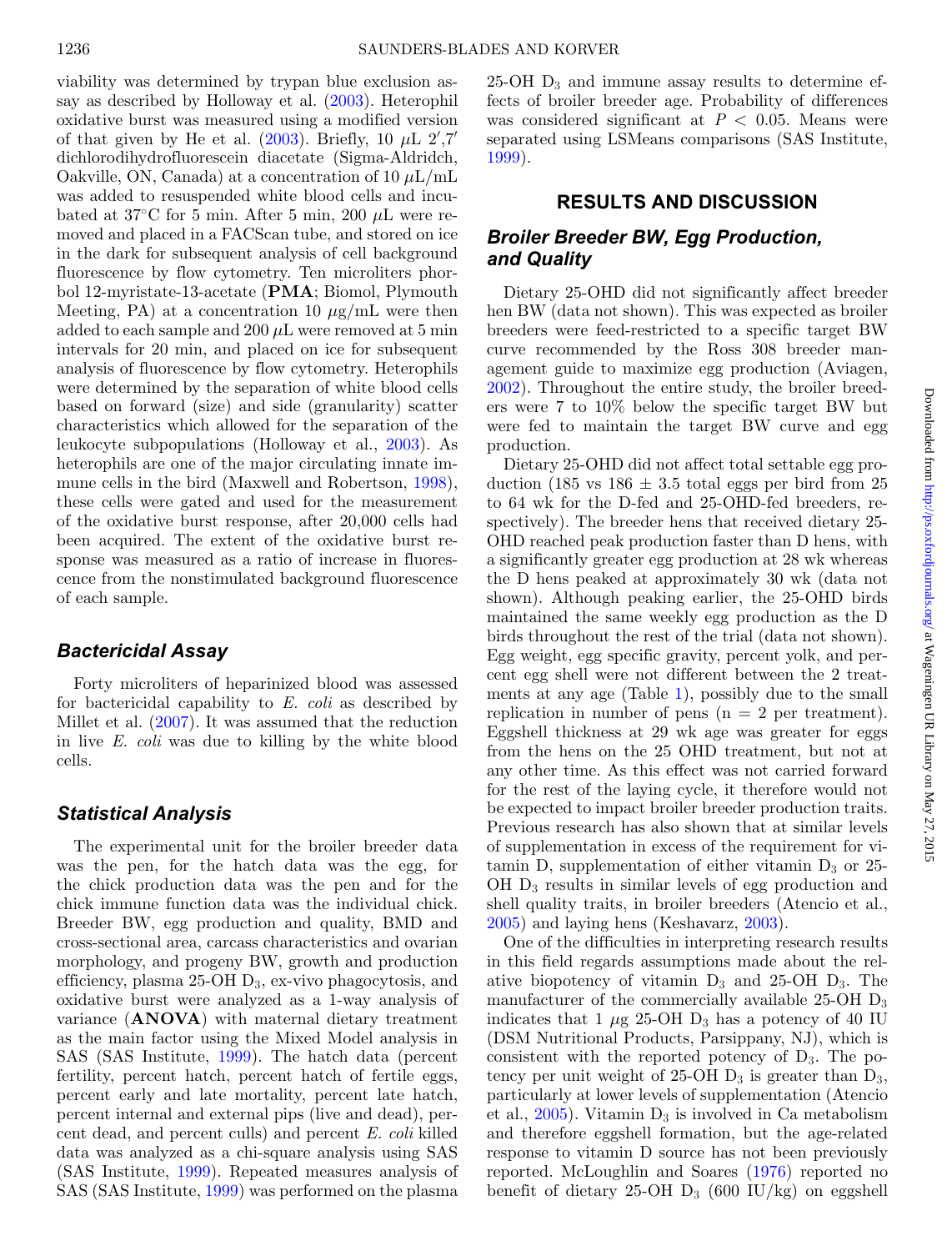viability was determined by trypan blue exclusion assay as described by Holloway et al. (2003). Heterophil oxidative burst was measured using a modified version of that given by He et al. (2003). Briefly, 10 μL 2′,7′ dichlorodihydrofluorescein diacetate (Sigma-Aldridch, Oakville, ON, Canada) at a concentration of 10 μL/mL was added to resuspended white blood cells and incubated at 37°C for 5 min. After 5 min, 200 μL were removed and placed in a FACScan tube, and stored on ice in the dark for subsequent analysis of cell background fluorescence by flow cytometry. Ten microliters phorbol 12-myristate-13-acetate (**PMA**; Biomol, Plymouth Meeting, PA) at a concentration 10 μg/mL were then added to each sample and 200 μL were removed at 5 min intervals for 20 min, and placed on ice for subsequent analysis of fluorescence by flow cytometry. Heterophils were determined by the separation of white blood cells based on forward (size) and side (granularity) scatter characteristics which allowed for the separation of the leukocyte subpopulations (Holloway et al., 2003). As heterophils are one of the major circulating innate immune cells in the bird (Maxwell and Robertson, 1998), these cells were gated and used for the measurement of the oxidative burst response, after 20,000 cells had been acquired. The extent of the oxidative burst response was measured as a ratio of increase in fluorescence from the nonstimulated background fluorescence of each sample.

### Bactericidal Assay

Forty microliters of heparinized blood was assessed for bactericidal capability to *E. coli* as described by Millet et al. (2007). It was assumed that the reduction in live *E. coli* was due to killing by the white blood cells.

### Statistical Analysis

The experimental unit for the broiler breeder data was the pen, for the hatch data was the egg, for the chick production data was the pen and for the chick immune function data was the individual chick. Breeder BW, egg production and quality, BMD and cross-sectional area, carcass characteristics and ovarian morphology, and progeny BW, growth and production efficiency, plasma 25-OH $D_3$, ex-vivo phagocytosis, and oxidative burst were analyzed as a 1-way analysis of variance (**ANOVA**) with maternal dietary treatment as the main factor using the Mixed Model analysis in SAS (SAS Institute, 1999). The hatch data (percent fertility, percent hatch, percent hatch of fertile eggs, percent early and late mortality, percent late hatch, percent internal and external pips (live and dead), percent dead, and percent culls) and percent *E. coli* killed data was analyzed as a chi-square analysis using SAS (SAS Institute, 1999). Repeated measures analysis of SAS (SAS Institute, 1999) was performed on the plasma 25-OH $D_3$ and immune assay results to determine effects of broiler breeder age. Probability of differences was considered significant at $P < 0.05$. Means were separated using LSMeans comparisons (SAS Institute, 1999).

## RESULTS AND DISCUSSION

### Broiler Breeder BW, Egg Production, and Quality

Dietary 25-OHD did not significantly affect breeder hen BW (data not shown). This was expected as broiler breeders were feed-restricted to a specific target BW curve recommended by the Ross 308 breeder management guide to maximize egg production (Aviagen, 2002). Throughout the entire study, the broiler breeders were 7 to 10% below the specific target BW but were fed to maintain the target BW curve and egg production.

Dietary 25-OHD did not affect total settable egg production (185 vs 186 ± 3.5 total eggs per bird from 25 to 64 wk for the D-fed and 25-OHD-fed breeders, respectively). The breeder hens that received dietary 25-OHD reached peak production faster than D hens, with a significantly greater egg production at 28 wk whereas the D hens peaked at approximately 30 wk (data not shown). Although peaking earlier, the 25-OHD birds maintained the same weekly egg production as the D birds throughout the rest of the trial (data not shown). Egg weight, egg specific gravity, percent yolk, and percent egg shell were not different between the 2 treatments at any age (Table 1), possibly due to the small replication in number of pens (n = 2 per treatment). Eggshell thickness at 29 wk age was greater for eggs from the hens on the 25 OHD treatment, but not at any other time. As this effect was not carried forward for the rest of the laying cycle, it therefore would not be expected to impact broiler breeder production traits. Previous research has also shown that at similar levels of supplementation in excess of the requirement for vitamin D, supplementation of either vitamin $D_3$ or 25-OH $D_3$ results in similar levels of egg production and shell quality traits, in broiler breeders (Atencio et al., 2005) and laying hens (Keshavarz, 2003).

One of the difficulties in interpreting research results in this field regards assumptions made about the relative biopotency of vitamin $D_3$ and 25-OH $D_3$. The manufacturer of the commercially available 25-OH $D_3$ indicates that 1 μg 25-OH $D_3$ has a potency of 40 IU (DSM Nutritional Products, Parsippany, NJ), which is consistent with the reported potency of $D_3$. The potency per unit weight of 25-OH $D_3$ is greater than $D_3$, particularly at lower levels of supplementation (Atencio et al., 2005). Vitamin $D_3$ is involved in Ca metabolism and therefore eggshell formation, but the age-related response to vitamin D source has not been previously reported. McLoughlin and Soares (1976) reported no benefit of dietary 25-OH $D_3$ (600 IU/kg) on eggshell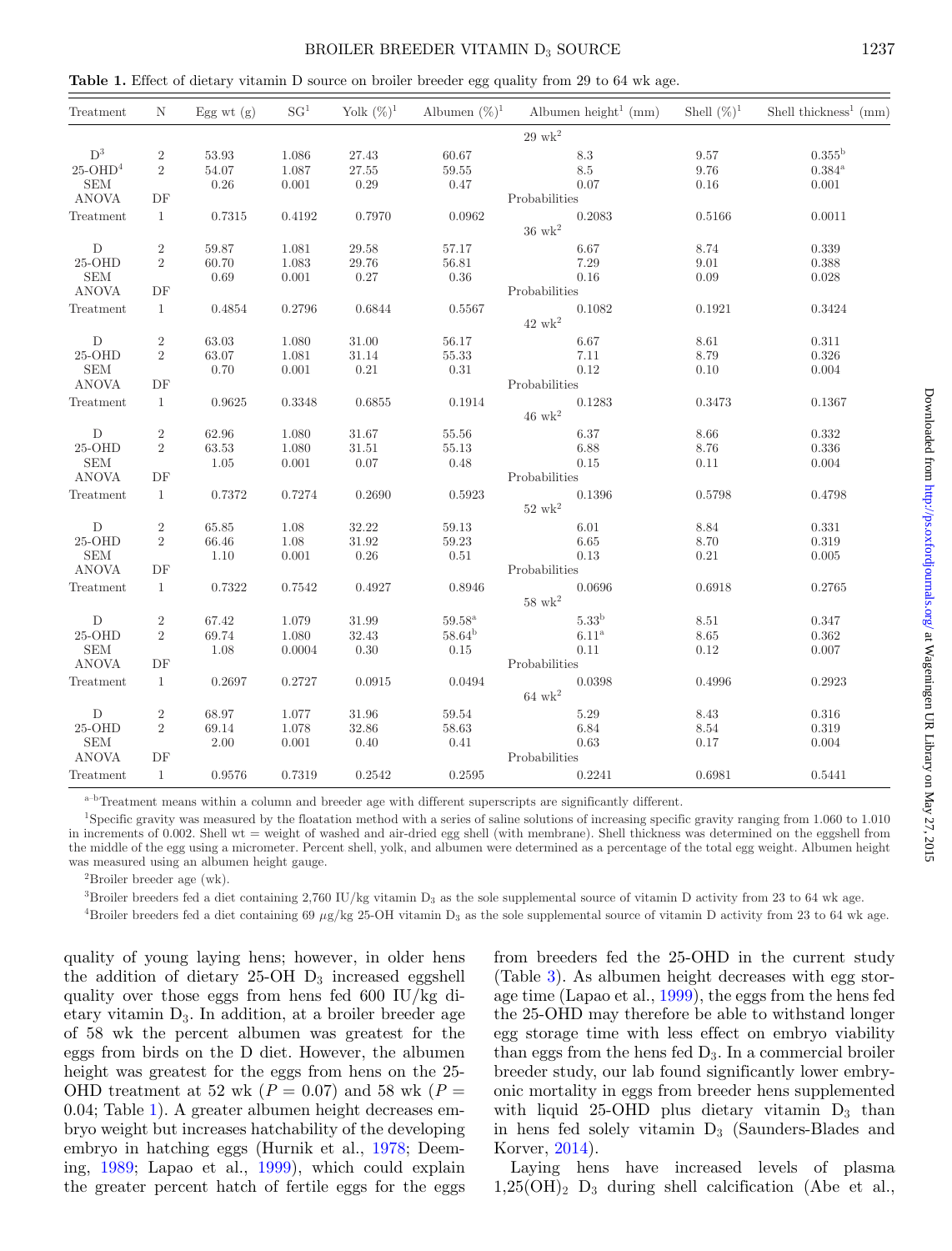**Table 1.** Effect of dietary vitamin D source on broiler breeder egg quality from 29 to 64 wk age.

| Treatment | N | Egg wt (g) | SG[1] | Yolk (%)[1] | Albumen (%)[1] | Albumen height[1] (mm) | Shell (%)[1] | Shell thickness[1] (mm) |
|---|---|---|---|---|---|---|---|---|
| | | | | | 29 wk[2] | | | |
| D[3] | 2 | 53.93 | 1.086 | 27.43 | 60.67 | 8.3 | 9.57 | 0.355[b] |
| 25-OHD[4] | 2 | 54.07 | 1.087 | 27.55 | 59.55 | 8.5 | 9.76 | 0.384[a] |
| SEM | | 0.26 | 0.001 | 0.29 | 0.47 | 0.07 | 0.16 | 0.001 |
| ANOVA | DF | | | | Probabilities | | | |
| Treatment | 1 | 0.7315 | 0.4192 | 0.7970 | 0.0962 | 0.2083 | 0.5166 | 0.0011 |
| | | | | | 36 wk[2] | | | |
| D | 2 | 59.87 | 1.081 | 29.58 | 57.17 | 6.67 | 8.74 | 0.339 |
| 25-OHD | 2 | 60.70 | 1.083 | 29.76 | 56.81 | 7.29 | 9.01 | 0.388 |
| SEM | | 0.69 | 0.001 | 0.27 | 0.36 | 0.16 | 0.09 | 0.028 |
| ANOVA | DF | | | | Probabilities | | | |
| Treatment | 1 | 0.4854 | 0.2796 | 0.6844 | 0.5567 | 0.1082 | 0.1921 | 0.3424 |
| | | | | | 42 wk[2] | | | |
| D | 2 | 63.03 | 1.080 | 31.00 | 56.17 | 6.67 | 8.61 | 0.311 |
| 25-OHD | 2 | 63.07 | 1.081 | 31.14 | 55.33 | 7.11 | 8.79 | 0.326 |
| SEM | | 0.70 | 0.001 | 0.21 | 0.31 | 0.12 | 0.10 | 0.004 |
| ANOVA | DF | | | | Probabilities | | | |
| Treatment | 1 | 0.9625 | 0.3348 | 0.6855 | 0.1914 | 0.1283 | 0.3473 | 0.1367 |
| | | | | | 46 wk[2] | | | |
| D | 2 | 62.96 | 1.080 | 31.67 | 55.56 | 6.37 | 8.66 | 0.332 |
| 25-OHD | 2 | 63.53 | 1.080 | 31.51 | 55.13 | 6.88 | 8.76 | 0.336 |
| SEM | | 1.05 | 0.001 | 0.07 | 0.48 | 0.15 | 0.11 | 0.004 |
| ANOVA | DF | | | | Probabilities | | | |
| Treatment | 1 | 0.7372 | 0.7274 | 0.2690 | 0.5923 | 0.1396 | 0.5798 | 0.4798 |
| | | | | | 52 wk[2] | | | |
| D | 2 | 65.85 | 1.08 | 32.22 | 59.13 | 6.01 | 8.84 | 0.331 |
| 25-OHD | 2 | 66.46 | 1.08 | 31.92 | 59.23 | 6.65 | 8.70 | 0.319 |
| SEM | | 1.10 | 0.001 | 0.26 | 0.51 | 0.13 | 0.21 | 0.005 |
| ANOVA | DF | | | | Probabilities | | | |
| Treatment | 1 | 0.7322 | 0.7542 | 0.4927 | 0.8946 | 0.0696 | 0.6918 | 0.2765 |
| | | | | | 58 wk[2] | | | |
| D | 2 | 67.42 | 1.079 | 31.99 | 59.58[a] | 5.33[b] | 8.51 | 0.347 |
| 25-OHD | 2 | 69.74 | 1.080 | 32.43 | 58.64[b] | 6.11[a] | 8.65 | 0.362 |
| SEM | | 1.08 | 0.0004 | 0.30 | 0.15 | 0.11 | 0.12 | 0.007 |
| ANOVA | DF | | | | Probabilities | | | |
| Treatment | 1 | 0.2697 | 0.2727 | 0.0915 | 0.0494 | 0.0398 | 0.4996 | 0.2923 |
| | | | | | 64 wk[2] | | | |
| D | 2 | 68.97 | 1.077 | 31.96 | 59.54 | 5.29 | 8.43 | 0.316 |
| 25-OHD | 2 | 69.14 | 1.078 | 32.86 | 58.63 | 6.84 | 8.54 | 0.319 |
| SEM | | 2.00 | 0.001 | 0.40 | 0.41 | 0.63 | 0.17 | 0.004 |
| ANOVA | DF | | | | Probabilities | | | |
| Treatment | 1 | 0.9576 | 0.7319 | 0.2542 | 0.2595 | 0.2241 | 0.6981 | 0.5441 |

[a–b]Treatment means within a column and breeder age with different superscripts are significantly different.

[1]Specific gravity was measured by the floatation method with a series of saline solutions of increasing specific gravity ranging from 1.060 to 1.010 in increments of 0.002. Shell wt = weight of washed and air-dried egg shell (with membrane). Shell thickness was determined on the eggshell from the middle of the egg using a micrometer. Percent shell, yolk, and albumen were determined as a percentage of the total egg weight. Albumen height was measured using an albumen height gauge.

[2]Broiler breeder age (wk).

[3]Broiler breeders fed a diet containing 2,760 IU/kg vitamin $D_3$ as the sole supplemental source of vitamin D activity from 23 to 64 wk age.

[4]Broiler breeders fed a diet containing 69 μg/kg 25-OH vitamin $D_3$ as the sole supplemental source of vitamin D activity from 23 to 64 wk age.

quality of young laying hens; however, in older hens the addition of dietary 25-OH $D_3$ increased eggshell quality over those eggs from hens fed 600 IU/kg dietary vitamin $D_3$. In addition, at a broiler breeder age of 58 wk the percent albumen was greatest for the eggs from birds on the D diet. However, the albumen height was greatest for the eggs from hens on the 25-OHD treatment at 52 wk ($P = 0.07$) and 58 wk ($P = 0.04$; Table 1). A greater albumen height decreases embryo weight but increases hatchability of the developing embryo in hatching eggs (Hurnik et al., 1978; Deeming, 1989; Lapao et al., 1999), which could explain the greater percent hatch of fertile eggs for the eggs from breeders fed the 25-OHD in the current study (Table 3). As albumen height decreases with egg storage time (Lapao et al., 1999), the eggs from the hens fed the 25-OHD may therefore be able to withstand longer egg storage time with less effect on embryo viability than eggs from the hens fed $D_3$. In a commercial broiler breeder study, our lab found significantly lower embryonic mortality in eggs from breeder hens supplemented with liquid 25-OHD plus dietary vitamin $D_3$ than in hens fed solely vitamin $D_3$ (Saunders-Blades and Korver, 2014).

Laying hens have increased levels of plasma $1{,}25(OH)_2$ $D_3$ during shell calcification (Abe et al.,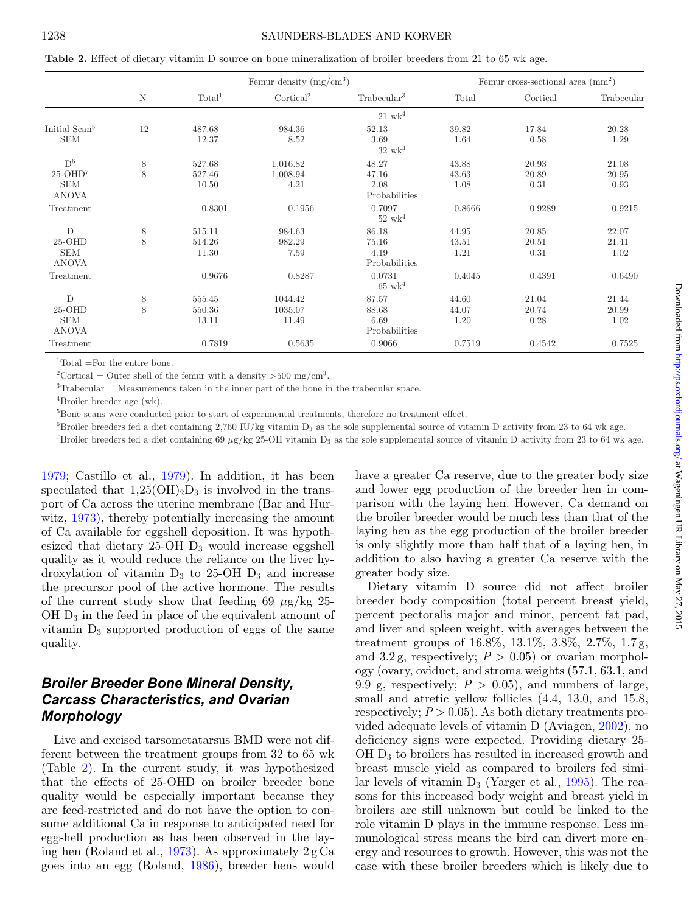**Table 2.** Effect of dietary vitamin D source on bone mineralization of broiler breeders from 21 to 65 wk age.

| | N | Femur density (mg/cm$^3$) | | | Femur cross-sectional area (mm$^2$) | | |
|---|---|---|---|---|---|---|---|
| | | Total[1] | Cortical[2] | Trabecular[3] | Total | Cortical | Trabecular |
| | | | | 21 wk[4] | | | |
| Initial Scan[5] | 12 | 487.68 | 984.36 | 52.13 | 39.82 | 17.84 | 20.28 |
| SEM | | 12.37 | 8.52 | 3.69 | 1.64 | 0.58 | 1.29 |
| | | | | 32 wk[4] | | | |
| D[6] | 8 | 527.68 | 1,016.82 | 48.27 | 43.88 | 20.93 | 21.08 |
| 25-OHD[7] | 8 | 527.46 | 1,008.94 | 47.16 | 43.63 | 20.89 | 20.95 |
| SEM | | 10.50 | 4.21 | 2.08 | 1.08 | 0.31 | 0.93 |
| ANOVA | | | | Probabilities | | | |
| Treatment | | 0.8301 | 0.1956 | 0.7097 | 0.8666 | 0.9289 | 0.9215 |
| | | | | 52 wk[4] | | | |
| D | 8 | 515.11 | 984.63 | 86.18 | 44.95 | 20.85 | 22.07 |
| 25-OHD | 8 | 514.26 | 982.29 | 75.16 | 43.51 | 20.51 | 21.41 |
| SEM | | 11.30 | 7.59 | 4.19 | 1.21 | 0.31 | 1.02 |
| ANOVA | | | | Probabilities | | | |
| Treatment | | 0.9676 | 0.8287 | 0.0731 | 0.4045 | 0.4391 | 0.6490 |
| | | | | 65 wk[4] | | | |
| D | 8 | 555.45 | 1044.42 | 87.57 | 44.60 | 21.04 | 21.44 |
| 25-OHD | 8 | 550.36 | 1035.07 | 88.68 | 44.07 | 20.74 | 20.99 |
| SEM | | 13.11 | 11.49 | 6.69 | 1.20 | 0.28 | 1.02 |
| ANOVA | | | | Probabilities | | | |
| Treatment | | 0.7819 | 0.5635 | 0.9066 | 0.7519 | 0.4542 | 0.7525 |

[1]Total =For the entire bone.

[2]Cortical = Outer shell of the femur with a density >500 mg/cm$^3$.

[3]Trabecular = Measurements taken in the inner part of the bone in the trabecular space.

[4]Broiler breeder age (wk).

[5]Bone scans were conducted prior to start of experimental treatments, therefore no treatment effect.

[6]Broiler breeders fed a diet containing 2,760 IU/kg vitamin $D_3$ as the sole supplemental source of vitamin D activity from 23 to 64 wk age.

[7]Broiler breeders fed a diet containing 69 μg/kg 25-OH vitamin $D_3$ as the sole supplemental source of vitamin D activity from 23 to 64 wk age.

1979; Castillo et al., 1979). In addition, it has been speculated that $1,25(OH)_2D_3$ is involved in the transport of Ca across the uterine membrane (Bar and Hurwitz, 1973), thereby potentially increasing the amount of Ca available for eggshell deposition. It was hypothesized that dietary 25-OH $D_3$ would increase eggshell quality as it would reduce the reliance on the liver hydroxylation of vitamin $D_3$ to 25-OH $D_3$ and increase the precursor pool of the active hormone. The results of the current study show that feeding 69 μg/kg 25-OH $D_3$ in the feed in place of the equivalent amount of vitamin $D_3$ supported production of eggs of the same quality.

## *Broiler Breeder Bone Mineral Density, Carcass Characteristics, and Ovarian Morphology*

Live and excised tarsometatarsus BMD were not different between the treatment groups from 32 to 65 wk (Table 2). In the current study, it was hypothesized that the effects of 25-OHD on broiler breeder bone quality would be especially important because they are feed-restricted and do not have the option to consume additional Ca in response to anticipated need for eggshell production as has been observed in the laying hen (Roland et al., 1973). As approximately 2 g Ca goes into an egg (Roland, 1986), breeder hens would have a greater Ca reserve, due to the greater body size and lower egg production of the breeder hen in comparison with the laying hen. However, Ca demand on the broiler breeder would be much less than that of the laying hen as the egg production of the broiler breeder is only slightly more than half that of a laying hen, in addition to also having a greater Ca reserve with the greater body size.

Dietary vitamin D source did not affect broiler breeder body composition (total percent breast yield, percent pectoralis major and minor, percent fat pad, and liver and spleen weight, with averages between the treatment groups of 16.8%, 13.1%, 3.8%, 2.7%, 1.7 g, and 3.2 g, respectively; $P > 0.05$) or ovarian morphology (ovary, oviduct, and stroma weights (57.1, 63.1, and 9.9 g, respectively; $P > 0.05$), and numbers of large, small and atretic yellow follicles (4.4, 13.0, and 15.8, respectively; $P > 0.05$). As both dietary treatments provided adequate levels of vitamin D (Aviagen, 2002), no deficiency signs were expected. Providing dietary 25-OH $D_3$ to broilers has resulted in increased growth and breast muscle yield as compared to broilers fed similar levels of vitamin $D_3$ (Yarger et al., 1995). The reasons for this increased body weight and breast yield in broilers are still unknown but could be linked to the role vitamin D plays in the immune response. Less immunological stress means the bird can divert more energy and resources to growth. However, this was not the case with these broiler breeders which is likely due to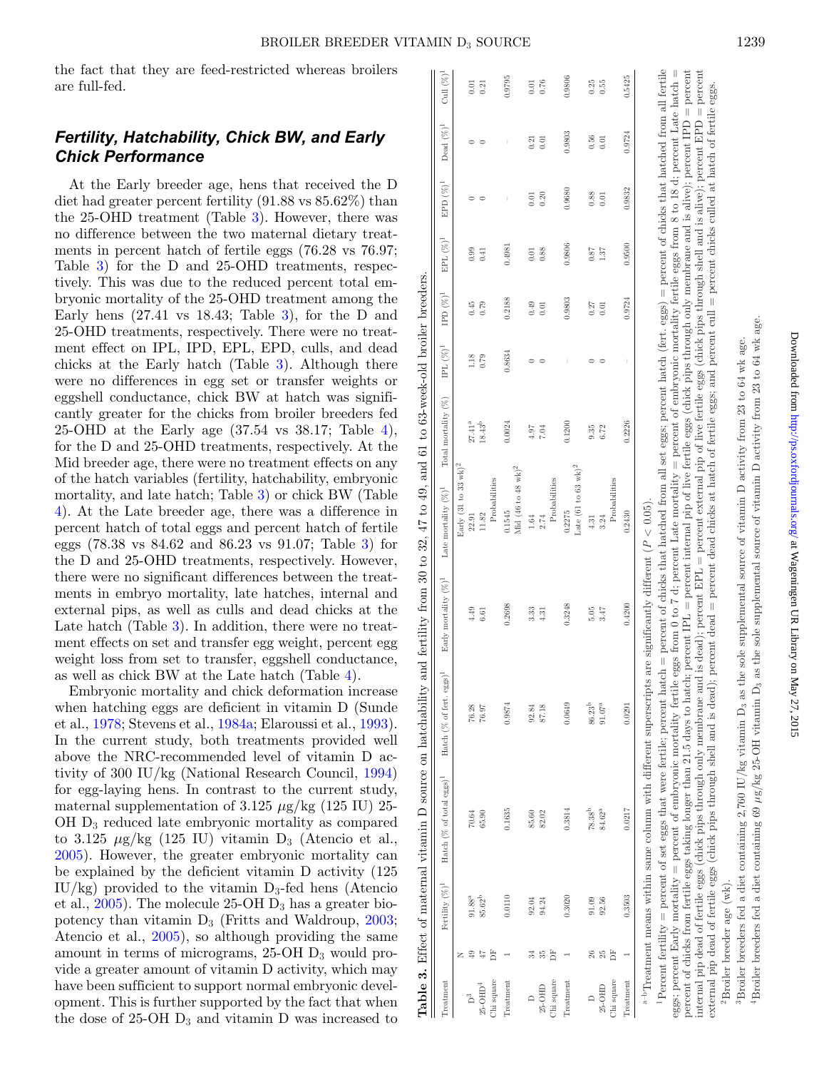the fact that they are feed-restricted whereas broilers are full-fed.

### Fertility, Hatchability, Chick BW, and Early Chick Performance

At the Early breeder age, hens that received the D diet had greater percent fertility (91.88 vs 85.62%) than the 25-OHD treatment (Table 3). However, there was no difference between the two maternal dietary treatments in percent hatch of fertile eggs (76.28 vs 76.97; Table 3) for the D and 25-OHD treatments, respectively. This was due to the reduced percent total embryonic mortality of the 25-OHD treatment among the Early hens (27.41 vs 18.43; Table 3), for the D and 25-OHD treatments, respectively. There were no treatment effect on IPL, IPD, EPL, EPD, culls, and dead chicks at the Early hatch (Table 3). Although there were no differences in egg set or transfer weights or eggshell conductance, chick BW at hatch was significantly greater for the chicks from broiler breeders fed 25-OHD at the Early age (37.54 vs 38.17; Table 4), for the D and 25-OHD treatments, respectively. At the Mid breeder age, there were no treatment effects on any of the hatch variables (fertility, hatchability, embryonic mortality, and late hatch; Table 3) or chick BW (Table 4). At the Late breeder age, there was a difference in percent hatch of total eggs and percent hatch of fertile eggs (78.38 vs 84.62 and 86.23 vs 91.07; Table 3) for the D and 25-OHD treatments, respectively. However, there were no significant differences between the treatments in embryo mortality, late hatches, internal and external pips, as well as culls and dead chicks at the Late hatch (Table 3). In addition, there were no treatment effects on set and transfer egg weight, percent egg weight loss from set to transfer, eggshell conductance, as well as chick BW at the Late hatch (Table 4).

Embryonic mortality and chick deformation increase when hatching eggs are deficient in vitamin D (Sunde et al., 1978; Stevens et al., 1984a; Elaroussi et al., 1993). In the current study, both treatments provided well above the NRC-recommended level of vitamin D activity of 300 IU/kg (National Research Council, 1994) for egg-laying hens. In contrast to the current study, maternal supplementation of 3.125 μg/kg (125 IU) 25-OH $D_3$ reduced late embryonic mortality as compared to 3.125 μg/kg (125 IU) vitamin $D_3$ (Atencio et al., 2005). However, the greater embryonic mortality can be explained by the deficient vitamin D activity (125 IU/kg) provided to the vitamin $D_3$-fed hens (Atencio et al., 2005). The molecule 25-OH $D_3$ has a greater biopotency than vitamin $D_3$ (Fritts and Waldroup, 2003; Atencio et al., 2005), so although providing the same amount in terms of micrograms, 25-OH $D_3$ would provide a greater amount of vitamin D activity, which may have been sufficient to support normal embryonic development. This is further supported by the fact that when the dose of 25-OH $D_3$ and vitamin D was increased to

**Table 3.** Effect of maternal vitamin D source on hatchability and fertility from 30 to 32, 47 to 49, and 61 to 63-week-old broiler breeders.

| Treatment | N | Fertility (%)[1] | Hatch (% of total eggs)[1] | Hatch (% of fert. eggs)[1] | Early mortality (%)[1] | Late mortality (%)[1] | Total mortality (%) | IPL (%)[1] | IPD (%)[1] | EPL (%)[1] | EPD (%)[1] | Dead (%)[1] | Cull (%)[1] |
|---|---|---|---|---|---|---|---|---|---|---|---|---|---|
| | | | | | | Early (31 to 33 wk)[2] | | | | | | | |
| D[3] | 49 | 91.88[a] | 70.64 | 76.28 | 4.49 | 22.91 | 27.41[a] | 1.18 | 0.45 | 0.99 | 0 | 0 | 0.01 |
| 25-OHD[4] | 47 | 85.62[b] | 65.90 | 76.97 | 6.61 | 11.82 | 18.43[b] | 0.79 | 0.79 | 0.41 | 0 | 0 | 0.21 |
| Chi square | DF | | | | | Probabilities | | | | | | | |
| Treatment | 1 | 0.0110 | 0.1635 | 0.9874 | 0.2698 | 0.1545 | 0.0024 | 0.8634 | 0.2188 | 0.4981 | – | – | 0.9795 |
| | | | | | | Mid (46 to 48 wk)[2] | | | | | | | |
| D | 34 | 92.04 | 85.60 | 92.84 | 3.33 | 1.64 | 4.97 | 0 | 0.49 | 0.01 | 0.01 | 0.21 | 0.01 |
| 25-OHD | 35 | 94.24 | 82.02 | 87.18 | 4.31 | 2.74 | 7.04 | 0 | 0.01 | 0.88 | 0.20 | 0.01 | 0.76 |
| Chi square | DF | | | | | Probabilities | | | | | | | |
| Treatment | 1 | 0.3020 | 0.3814 | 0.0649 | 0.3248 | 0.2275 | 0.1200 | – | 0.9803 | 0.9806 | 0.9680 | 0.9803 | 0.9806 |
| | | | | | | Late (61 to 63 wk)[2] | | | | | | | |
| D | 26 | 91.09 | 78.38[b] | 86.23[b] | 5.05 | 4.31 | 9.35 | 0 | 0.27 | 0.87 | 0.88 | 0.56 | 0.25 |
| 25-OHD | 25 | 92.56 | 84.62[a] | 91.07[a] | 3.47 | 3.24 | 6.72 | 0 | 0.01 | 1.37 | 0.01 | 0.01 | 0.55 |
| Chi square | DF | | | | | Probabilities | | | | | | | |
| Treatment | 1 | 0.3503 | 0.0217 | 0.0291 | 0.4200 | 0.2430 | 0.2226 | – | 0.9724 | 0.9500 | 0.9832 | 0.9724 | 0.5425 |

[a–b]Treatment means within same column with different superscripts are significantly different ($P < 0.05$).

[1]Percent fertility = percent of set eggs that were fertile; percent hatch = percent of chicks that hatched from all set eggs; percent hatch (fert. eggs) = percent of chicks that hatched from all fertile eggs; percent Early mortality = percent of embryonic mortality fertile eggs from 0 to 7 d; percent Late mortality = percent of embryonic mortality fertile eggs from 8 to 18 d; percent Late hatch = percent of chicks from fertile eggs taking longer than 21.5 days to hatch; percent IPL = percent internal pip of live fertile eggs (chick pips through only membrane and is alive); percent IPD = percent internal pip dead of fertile eggs (chick pips through only membrane and is dead); percent EPL = percent external pip of live fertile eggs (chick pips through shell and is alive); percent EPD = percent external pip dead of fertile eggs (chick pips through shell and is dead); percent dead = percent dead chicks at hatch of fertile eggs; and percent cull = percent chicks culled at hatch of fertile eggs.

[2]Broiler breeder age (wk).

[3]Broiler breeders fed a diet containing 2,760 IU/kg vitamin $D_3$ as the sole supplemental source of vitamin D activity from 23 to 64 wk age.

[4]Broiler breeders fed a diet containing 69 μg/kg 25-OH vitamin $D_3$ as the sole supplemental source of vitamin D activity from 23 to 64 wk age.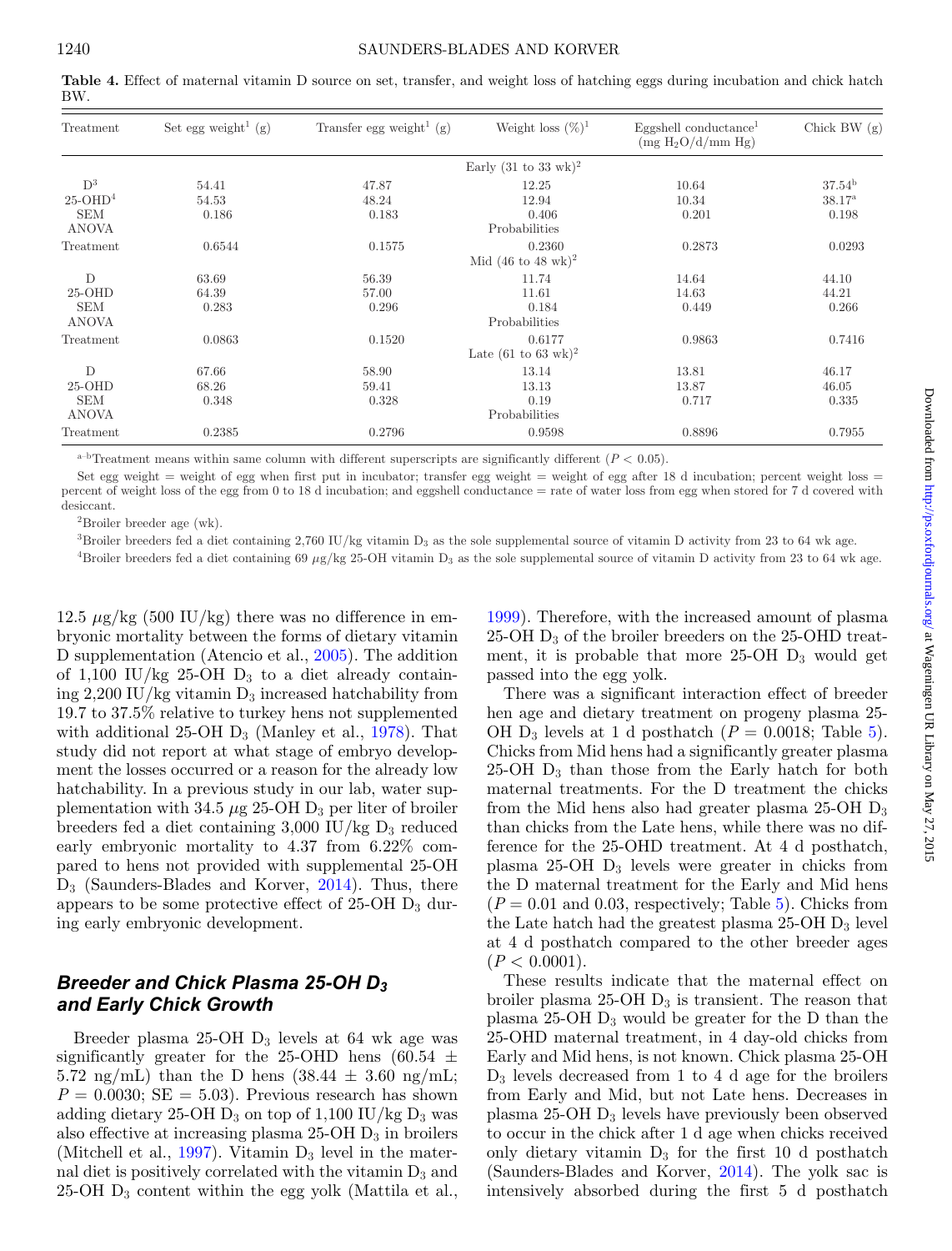**Table 4.** Effect of maternal vitamin D source on set, transfer, and weight loss of hatching eggs during incubation and chick hatch BW.

| Treatment | Set egg weight[1] (g) | Transfer egg weight[1] (g) | Weight loss (%)[1] | Eggshell conductance[1] (mg $H_2O$/d/mm Hg) | Chick BW (g) |
|---|---|---|---|---|---|
| | | | Early (31 to 33 wk)[2] | | |
| D[3] | 54.41 | 47.87 | 12.25 | 10.64 | 37.54[b] |
| 25-OHD[4] | 54.53 | 48.24 | 12.94 | 10.34 | 38.17[a] |
| SEM | 0.186 | 0.183 | 0.406 | 0.201 | 0.198 |
| ANOVA | | | Probabilities | | |
| Treatment | 0.6544 | 0.1575 | 0.2360 | 0.2873 | 0.0293 |
| | | | Mid (46 to 48 wk)[2] | | |
| D | 63.69 | 56.39 | 11.74 | 14.64 | 44.10 |
| 25-OHD | 64.39 | 57.00 | 11.61 | 14.63 | 44.21 |
| SEM | 0.283 | 0.296 | 0.184 | 0.449 | 0.266 |
| ANOVA | | | Probabilities | | |
| Treatment | 0.0863 | 0.1520 | 0.6177 | 0.9863 | 0.7416 |
| | | | Late (61 to 63 wk)[2] | | |
| D | 67.66 | 58.90 | 13.14 | 13.81 | 46.17 |
| 25-OHD | 68.26 | 59.41 | 13.13 | 13.87 | 46.05 |
| SEM | 0.348 | 0.328 | 0.19 | 0.717 | 0.335 |
| ANOVA | | | Probabilities | | |
| Treatment | 0.2385 | 0.2796 | 0.9598 | 0.8896 | 0.7955 |

[a–b]Treatment means within same column with different superscripts are significantly different ($P < 0.05$).

Set egg weight = weight of egg when first put in incubator; transfer egg weight = weight of egg after 18 d incubation; percent weight loss = percent of weight loss of the egg from 0 to 18 d incubation; and eggshell conductance = rate of water loss from egg when stored for 7 d covered with desiccant.

[2]Broiler breeder age (wk).

[3]Broiler breeders fed a diet containing 2,760 IU/kg vitamin $D_3$ as the sole supplemental source of vitamin D activity from 23 to 64 wk age.

[4]Broiler breeders fed a diet containing 69 μg/kg 25-OH vitamin $D_3$ as the sole supplemental source of vitamin D activity from 23 to 64 wk age.

12.5 μg/kg (500 IU/kg) there was no difference in embryonic mortality between the forms of dietary vitamin D supplementation (Atencio et al., 2005). The addition of 1,100 IU/kg 25-OH $D_3$ to a diet already containing 2,200 IU/kg vitamin $D_3$ increased hatchability from 19.7 to 37.5% relative to turkey hens not supplemented with additional 25-OH $D_3$ (Manley et al., 1978). That study did not report at what stage of embryo development the losses occurred or a reason for the already low hatchability. In a previous study in our lab, water supplementation with 34.5 μg 25-OH $D_3$ per liter of broiler breeders fed a diet containing 3,000 IU/kg $D_3$ reduced early embryonic mortality to 4.37 from 6.22% compared to hens not provided with supplemental 25-OH $D_3$ (Saunders-Blades and Korver, 2014). Thus, there appears to be some protective effect of 25-OH $D_3$ during early embryonic development.

## *Breeder and Chick Plasma 25-OH $D_3$ and Early Chick Growth*

Breeder plasma 25-OH $D_3$ levels at 64 wk age was significantly greater for the 25-OHD hens (60.54 ± 5.72 ng/mL) than the D hens (38.44 ± 3.60 ng/mL; $P = 0.0030$; SE = 5.03). Previous research has shown adding dietary 25-OH $D_3$ on top of 1,100 IU/kg $D_3$ was also effective at increasing plasma 25-OH $D_3$ in broilers (Mitchell et al., 1997). Vitamin $D_3$ level in the maternal diet is positively correlated with the vitamin $D_3$ and 25-OH $D_3$ content within the egg yolk (Mattila et al., 1999). Therefore, with the increased amount of plasma 25-OH $D_3$ of the broiler breeders on the 25-OHD treatment, it is probable that more 25-OH $D_3$ would get passed into the egg yolk.

There was a significant interaction effect of breeder hen age and dietary treatment on progeny plasma 25-OH $D_3$ levels at 1 d posthatch ($P = 0.0018$; Table 5). Chicks from Mid hens had a significantly greater plasma 25-OH $D_3$ than those from the Early hatch for both maternal treatments. For the D treatment the chicks from the Mid hens also had greater plasma 25-OH $D_3$ than chicks from the Late hens, while there was no difference for the 25-OHD treatment. At 4 d posthatch, plasma 25-OH $D_3$ levels were greater in chicks from the D maternal treatment for the Early and Mid hens ($P = 0.01$ and 0.03, respectively; Table 5). Chicks from the Late hatch had the greatest plasma 25-OH $D_3$ level at 4 d posthatch compared to the other breeder ages ($P < 0.0001$).

These results indicate that the maternal effect on broiler plasma 25-OH $D_3$ is transient. The reason that plasma 25-OH $D_3$ would be greater for the D than the 25-OHD maternal treatment, in 4 day-old chicks from Early and Mid hens, is not known. Chick plasma 25-OH $D_3$ levels decreased from 1 to 4 d age for the broilers from Early and Mid, but not Late hens. Decreases in plasma 25-OH $D_3$ levels have previously been observed to occur in the chick after 1 d age when chicks received only dietary vitamin $D_3$ for the first 10 d posthatch (Saunders-Blades and Korver, 2014). The yolk sac is intensively absorbed during the first 5 d posthatch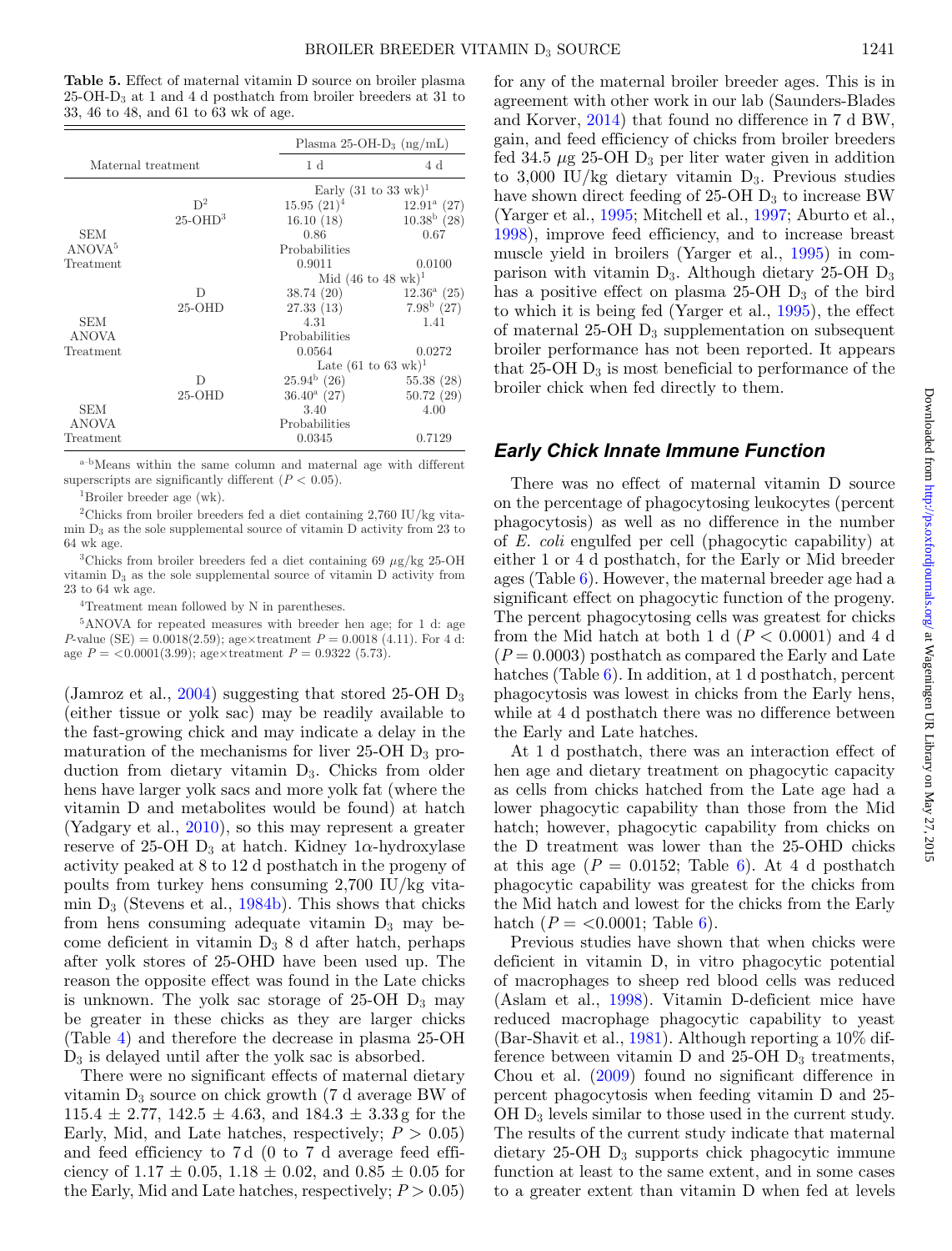**Table 5.** Effect of maternal vitamin D source on broiler plasma 25-OH-$D_3$ at 1 and 4 d posthatch from broiler breeders at 31 to 33, 46 to 48, and 61 to 63 wk of age.

| Maternal treatment | | Plasma 25-OH-$D_3$ (ng/mL) 1 d | 4 d |
|---|---|---|---|
| | | Early (31 to 33 wk)[1] | |
| | D[2] | 15.95 (21)[4] | 12.91[a] (27) |
| | 25-OHD[3] | 16.10 (18) | 10.38[b] (28) |
| SEM | | 0.86 | 0.67 |
| ANOVA[5] | | Probabilities | |
| Treatment | | 0.9011 | 0.0100 |
| | | Mid (46 to 48 wk)[1] | |
| | D | 38.74 (20) | 12.36[a] (25) |
| | 25-OHD | 27.33 (13) | 7.98[b] (27) |
| SEM | | 4.31 | 1.41 |
| ANOVA | | Probabilities | |
| Treatment | | 0.0564 | 0.0272 |
| | | Late (61 to 63 wk)[1] | |
| | D | 25.94[b] (26) | 55.38 (28) |
| | 25-OHD | 36.40[a] (27) | 50.72 (29) |
| SEM | | 3.40 | 4.00 |
| ANOVA | | Probabilities | |
| Treatment | | 0.0345 | 0.7129 |

[a–b]Means within the same column and maternal age with different superscripts are significantly different ($P < 0.05$).

[1]Broiler breeder age (wk).

[2]Chicks from broiler breeders fed a diet containing 2,760 IU/kg vitamin $D_3$ as the sole supplemental source of vitamin D activity from 23 to 64 wk age.

[3]Chicks from broiler breeders fed a diet containing 69 $\mu$g/kg 25-OH vitamin $D_3$ as the sole supplemental source of vitamin D activity from 23 to 64 wk age.

[4]Treatment mean followed by N in parentheses.

[5]ANOVA for repeated measures with breeder hen age; for 1 d: age $P$-value (SE) = 0.0018(2.59); age×treatment $P = 0.0018$ (4.11). For 4 d: age $P = <0.0001$(3.99); age×treatment $P = 0.9322$ (5.73).

(Jamroz et al., 2004) suggesting that stored 25-OH $D_3$ (either tissue or yolk sac) may be readily available to the fast-growing chick and may indicate a delay in the maturation of the mechanisms for liver 25-OH $D_3$ production from dietary vitamin $D_3$. Chicks from older hens have larger yolk sacs and more yolk fat (where the vitamin D and metabolites would be found) at hatch (Yadgary et al., 2010), so this may represent a greater reserve of 25-OH $D_3$ at hatch. Kidney 1$\alpha$-hydroxylase activity peaked at 8 to 12 d posthatch in the progeny of poults from turkey hens consuming 2,700 IU/kg vitamin $D_3$ (Stevens et al., 1984b). This shows that chicks from hens consuming adequate vitamin $D_3$ may become deficient in vitamin $D_3$ 8 d after hatch, perhaps after yolk stores of 25-OHD have been used up. The reason the opposite effect was found in the Late chicks is unknown. The yolk sac storage of 25-OH $D_3$ may be greater in these chicks as they are larger chicks (Table 4) and therefore the decrease in plasma 25-OH $D_3$ is delayed until after the yolk sac is absorbed.

There were no significant effects of maternal dietary vitamin $D_3$ source on chick growth (7 d average BW of 115.4 ± 2.77, 142.5 ± 4.63, and 184.3 ± 3.33 g for the Early, Mid, and Late hatches, respectively; $P > 0.05$) and feed efficiency to 7 d (0 to 7 d average feed efficiency of 1.17 ± 0.05, 1.18 ± 0.02, and 0.85 ± 0.05 for the Early, Mid and Late hatches, respectively; $P > 0.05$) for any of the maternal broiler breeder ages. This is in agreement with other work in our lab (Saunders-Blades and Korver, 2014) that found no difference in 7 d BW, gain, and feed efficiency of chicks from broiler breeders fed 34.5 $\mu$g 25-OH $D_3$ per liter water given in addition to 3,000 IU/kg dietary vitamin $D_3$. Previous studies have shown direct feeding of 25-OH $D_3$ to increase BW (Yarger et al., 1995; Mitchell et al., 1997; Aburto et al., 1998), improve feed efficiency, and to increase breast muscle yield in broilers (Yarger et al., 1995) in comparison with vitamin $D_3$. Although dietary 25-OH $D_3$ has a positive effect on plasma 25-OH $D_3$ of the bird to which it is being fed (Yarger et al., 1995), the effect of maternal 25-OH $D_3$ supplementation on subsequent broiler performance has not been reported. It appears that 25-OH $D_3$ is most beneficial to performance of the broiler chick when fed directly to them.

## *Early Chick Innate Immune Function*

There was no effect of maternal vitamin D source on the percentage of phagocytosing leukocytes (percent phagocytosis) as well as no difference in the number of *E. coli* engulfed per cell (phagocytic capability) at either 1 or 4 d posthatch, for the Early or Mid breeder ages (Table 6). However, the maternal breeder age had a significant effect on phagocytic function of the progeny. The percent phagocytosing cells was greatest for chicks from the Mid hatch at both 1 d ($P < 0.0001$) and 4 d ($P = 0.0003$) posthatch as compared the Early and Late hatches (Table 6). In addition, at 1 d posthatch, percent phagocytosis was lowest in chicks from the Early hens, while at 4 d posthatch there was no difference between the Early and Late hatches.

At 1 d posthatch, there was an interaction effect of hen age and dietary treatment on phagocytic capacity as cells from chicks hatched from the Late age had a lower phagocytic capability than those from the Mid hatch; however, phagocytic capability from chicks on the D treatment was lower than the 25-OHD chicks at this age ($P = 0.0152$; Table 6). At 4 d posthatch phagocytic capability was greatest for the chicks from the Mid hatch and lowest for the chicks from the Early hatch ($P = <0.0001$; Table 6).

Previous studies have shown that when chicks were deficient in vitamin D, in vitro phagocytic potential of macrophages to sheep red blood cells was reduced (Aslam et al., 1998). Vitamin D-deficient mice have reduced macrophage phagocytic capability to yeast (Bar-Shavit et al., 1981). Although reporting a 10% difference between vitamin D and 25-OH $D_3$ treatments, Chou et al. (2009) found no significant difference in percent phagocytosis when feeding vitamin D and 25-OH $D_3$ levels similar to those used in the current study. The results of the current study indicate that maternal dietary 25-OH $D_3$ supports chick phagocytic immune function at least to the same extent, and in some cases to a greater extent than vitamin D when fed at levels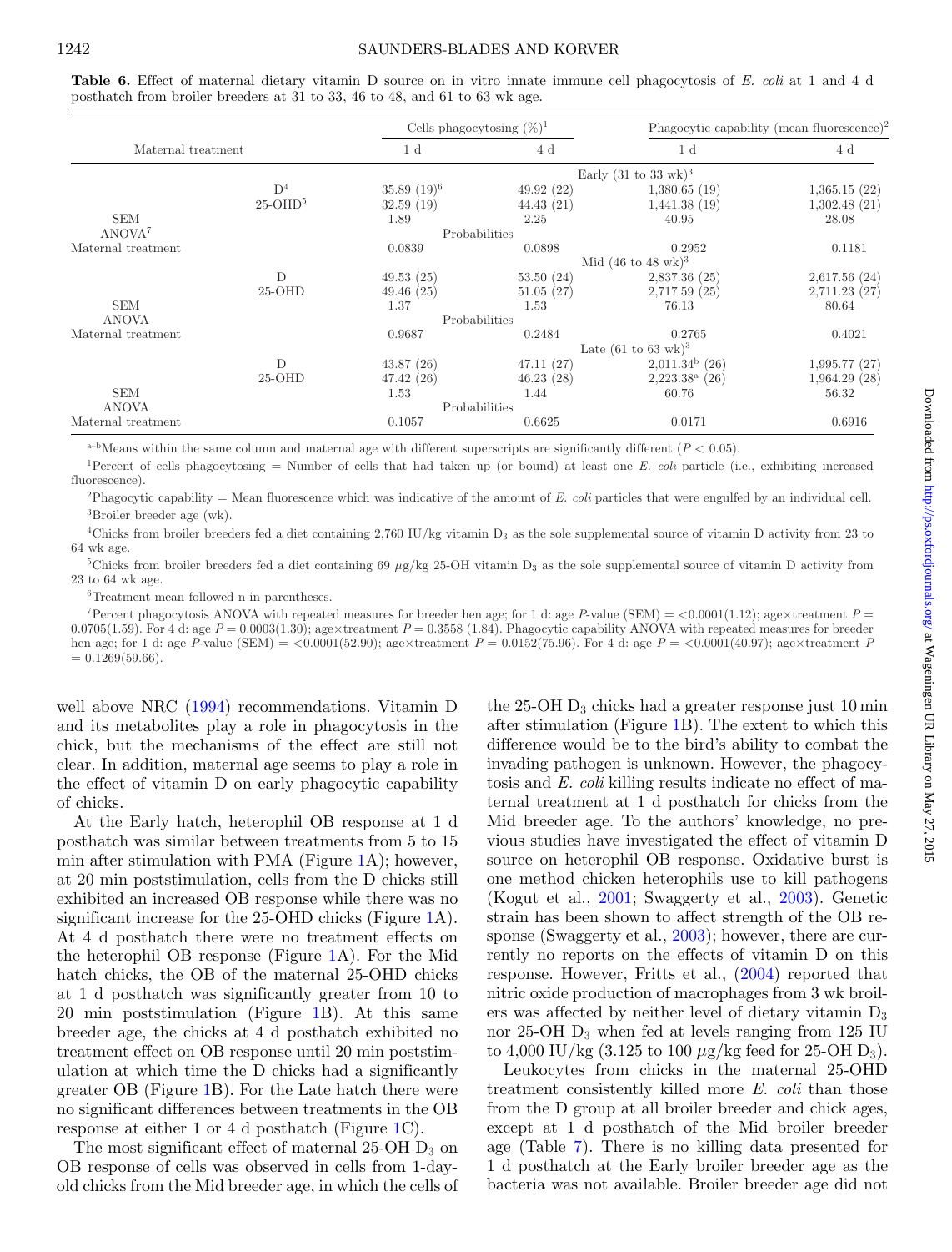**Table 6.** Effect of maternal dietary vitamin D source on in vitro innate immune cell phagocytosis of *E. coli* at 1 and 4 d posthatch from broiler breeders at 31 to 33, 46 to 48, and 61 to 63 wk age.

| Maternal treatment | | Cells phagocytosing (%)[1] 1 d | Cells phagocytosing (%)[1] 4 d | Phagocytic capability (mean fluorescence)[2] 1 d | Phagocytic capability (mean fluorescence)[2] 4 d |
|---|---|---|---|---|---|
| | | | | Early (31 to 33 wk)[3] | |
| | D[4] | 35.89 (19)[6] | 49.92 (22) | 1,380.65 (19) | 1,365.15 (22) |
| | 25-OHD[5] | 32.59 (19) | 44.43 (21) | 1,441.38 (19) | 1,302.48 (21) |
| SEM | | 1.89 | 2.25 | 40.95 | 28.08 |
| ANOVA[7] | | | Probabilities | | |
| Maternal treatment | | 0.0839 | 0.0898 | 0.2952 | 0.1181 |
| | | | | Mid (46 to 48 wk)[3] | |
| | D | 49.53 (25) | 53.50 (24) | 2,837.36 (25) | 2,617.56 (24) |
| | 25-OHD | 49.46 (25) | 51.05 (27) | 2,717.59 (25) | 2,711.23 (27) |
| SEM | | 1.37 | 1.53 | 76.13 | 80.64 |
| ANOVA | | | Probabilities | | |
| Maternal treatment | | 0.9687 | 0.2484 | 0.2765 | 0.4021 |
| | | | | Late (61 to 63 wk)[3] | |
| | D | 43.87 (26) | 47.11 (27) | 2,011.34[b] (26) | 1,995.77 (27) |
| | 25-OHD | 47.42 (26) | 46.23 (28) | 2,223.38[a] (26) | 1,964.29 (28) |
| SEM | | 1.53 | 1.44 | 60.76 | 56.32 |
| ANOVA | | | Probabilities | | |
| Maternal treatment | | 0.1057 | 0.6625 | 0.0171 | 0.6916 |

[a–b]Means within the same column and maternal age with different superscripts are significantly different ($P < 0.05$).

[1]Percent of cells phagocytosing = Number of cells that had taken up (or bound) at least one *E. coli* particle (i.e., exhibiting increased fluorescence).

[2]Phagocytic capability = Mean fluorescence which was indicative of the amount of *E. coli* particles that were engulfed by an individual cell.

[3]Broiler breeder age (wk).

[4]Chicks from broiler breeders fed a diet containing 2,760 IU/kg vitamin $D_3$ as the sole supplemental source of vitamin D activity from 23 to 64 wk age.

[5]Chicks from broiler breeders fed a diet containing 69 $\mu$g/kg 25-OH vitamin $D_3$ as the sole supplemental source of vitamin D activity from 23 to 64 wk age.

[6]Treatment mean followed n in parentheses.

[7]Percent phagocytosis ANOVA with repeated measures for breeder hen age; for 1 d: age $P$-value (SEM) = <0.0001(1.12); age×treatment $P$ = 0.0705(1.59). For 4 d: age $P$ = 0.0003(1.30); age×treatment $P$ = 0.3558 (1.84). Phagocytic capability ANOVA with repeated measures for breeder hen age; for 1 d: age $P$-value (SEM) = <0.0001(52.90); age×treatment $P$ = 0.0152(75.96). For 4 d: age $P$ = <0.0001(40.97); age×treatment $P$ = 0.1269(59.66).

well above NRC (1994) recommendations. Vitamin D and its metabolites play a role in phagocytosis in the chick, but the mechanisms of the effect are still not clear. In addition, maternal age seems to play a role in the effect of vitamin D on early phagocytic capability of chicks.

At the Early hatch, heterophil OB response at 1 d posthatch was similar between treatments from 5 to 15 min after stimulation with PMA (Figure 1A); however, at 20 min poststimulation, cells from the D chicks still exhibited an increased OB response while there was no significant increase for the 25-OHD chicks (Figure 1A). At 4 d posthatch there were no treatment effects on the heterophil OB response (Figure 1A). For the Mid hatch chicks, the OB of the maternal 25-OHD chicks at 1 d posthatch was significantly greater from 10 to 20 min poststimulation (Figure 1B). At this same breeder age, the chicks at 4 d posthatch exhibited no treatment effect on OB response until 20 min poststimulation at which time the D chicks had a significantly greater OB (Figure 1B). For the Late hatch there were no significant differences between treatments in the OB response at either 1 or 4 d posthatch (Figure 1C).

The most significant effect of maternal 25-OH $D_3$ on OB response of cells was observed in cells from 1-day-old chicks from the Mid breeder age, in which the cells of the 25-OH $D_3$ chicks had a greater response just 10 min after stimulation (Figure 1B). The extent to which this difference would be to the bird's ability to combat the invading pathogen is unknown. However, the phagocytosis and *E. coli* killing results indicate no effect of maternal treatment at 1 d posthatch for chicks from the Mid breeder age. To the authors' knowledge, no previous studies have investigated the effect of vitamin D source on heterophil OB response. Oxidative burst is one method chicken heterophils use to kill pathogens (Kogut et al., 2001; Swaggerty et al., 2003). Genetic strain has been shown to affect strength of the OB response (Swaggerty et al., 2003); however, there are currently no reports on the effects of vitamin D on this response. However, Fritts et al., (2004) reported that nitric oxide production of macrophages from 3 wk broilers was affected by neither level of dietary vitamin $D_3$ nor 25-OH $D_3$ when fed at levels ranging from 125 IU to 4,000 IU/kg (3.125 to 100 $\mu$g/kg feed for 25-OH $D_3$).

Leukocytes from chicks in the maternal 25-OHD treatment consistently killed more *E. coli* than those from the D group at all broiler breeder and chick ages, except at 1 d posthatch of the Mid broiler breeder age (Table 7). There is no killing data presented for 1 d posthatch at the Early broiler breeder age as the bacteria was not available. Broiler breeder age did not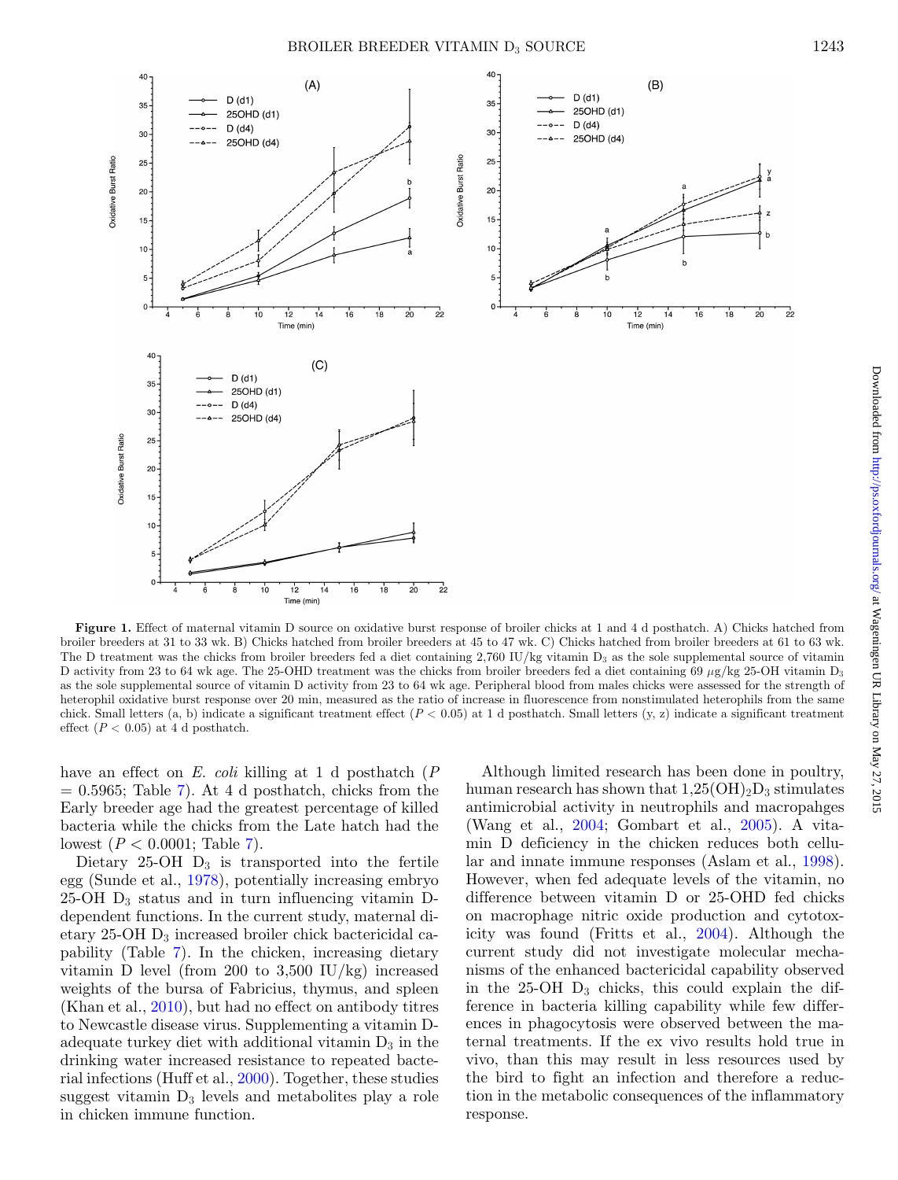**Figure 1.** Effect of maternal vitamin D source on oxidative burst response of broiler chicks at 1 and 4 d posthatch. A) Chicks hatched from broiler breeders at 31 to 33 wk. B) Chicks hatched from broiler breeders at 45 to 47 wk. C) Chicks hatched from broiler breeders at 61 to 63 wk. The D treatment was the chicks from broiler breeders fed a diet containing 2,760 IU/kg vitamin $D_3$ as the sole supplemental source of vitamin D activity from 23 to 64 wk age. The 25-OHD treatment was the chicks from broiler breeders fed a diet containing 69 μg/kg 25-OH vitamin $D_3$ as the sole supplemental source of vitamin D activity from 23 to 64 wk age. Peripheral blood from males chicks were assessed for the strength of heterophil oxidative burst response over 20 min, measured as the ratio of increase in fluorescence from nonstimulated heterophils from the same chick. Small letters (a, b) indicate a significant treatment effect ($P < 0.05$) at 1 d posthatch. Small letters (y, z) indicate a significant treatment effect ($P < 0.05$) at 4 d posthatch.

have an effect on *E. coli* killing at 1 d posthatch ($P = 0.5965$; Table 7). At 4 d posthatch, chicks from the Early breeder age had the greatest percentage of killed bacteria while the chicks from the Late hatch had the lowest ($P < 0.0001$; Table 7).

Dietary 25-OH $D_3$ is transported into the fertile egg (Sunde et al., 1978), potentially increasing embryo 25-OH $D_3$ status and in turn influencing vitamin D-dependent functions. In the current study, maternal dietary 25-OH $D_3$ increased broiler chick bactericidal capability (Table 7). In the chicken, increasing dietary vitamin D level (from 200 to 3,500 IU/kg) increased weights of the bursa of Fabricius, thymus, and spleen (Khan et al., 2010), but had no effect on antibody titres to Newcastle disease virus. Supplementing a vitamin D-adequate turkey diet with additional vitamin $D_3$ in the drinking water increased resistance to repeated bacterial infections (Huff et al., 2000). Together, these studies suggest vitamin $D_3$ levels and metabolites play a role in chicken immune function.

Although limited research has been done in poultry, human research has shown that $1,25(OH)_2D_3$ stimulates antimicrobial activity in neutrophils and macropahges (Wang et al., 2004; Gombart et al., 2005). A vitamin D deficiency in the chicken reduces both cellular and innate immune responses (Aslam et al., 1998). However, when fed adequate levels of the vitamin, no difference between vitamin D or 25-OHD fed chicks on macrophage nitric oxide production and cytotoxicity was found (Fritts et al., 2004). Although the current study did not investigate molecular mechanisms of the enhanced bactericidal capability observed in the 25-OH $D_3$ chicks, this could explain the difference in bacteria killing capability while few differences in phagocytosis were observed between the maternal treatments. If the ex vivo results hold true in vivo, than this may result in less resources used by the bird to fight an infection and therefore a reduction in the metabolic consequences of the inflammatory response.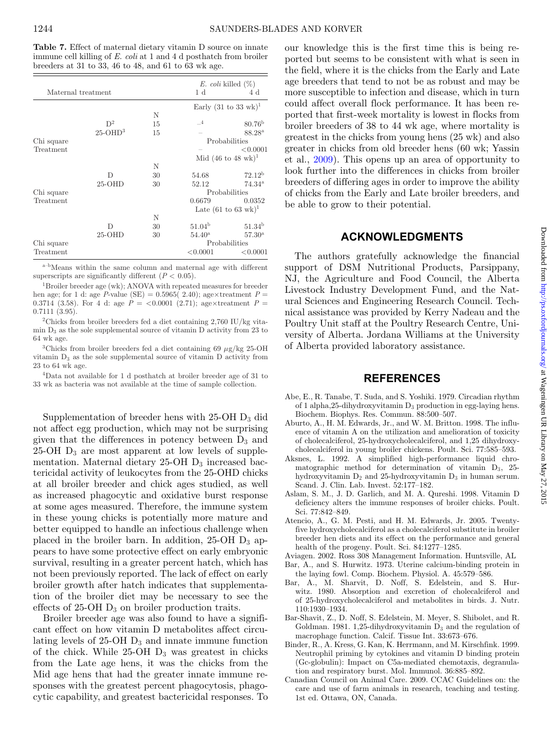**Table 7.** Effect of maternal dietary vitamin D source on innate immune cell killing of *E. coli* at 1 and 4 d posthatch from broiler breeders at 31 to 33, 46 to 48, and 61 to 63 wk age.

| Maternal treatment | | | *E. coli* killed (%) | |
|---|---|---|---|---|
| | | | 1 d | 4 d |
| | | | Early (31 to 33 wk)[1] | |
| | | N | | |
| | D[2] | 15 | –[4] | 80.76[b] |
| | 25-OHD[3] | 15 | – | 88.28[a] |
| Chi square | | | Probabilities | |
| Treatment | | | – | <0.0001 |
| | | | Mid (46 to 48 wk)[1] | |
| | | N | | |
| | D | 30 | 54.68 | 72.12[b] |
| | 25-OHD | 30 | 52.12 | 74.34[a] |
| Chi square | | | Probabilities | |
| Treatment | | | 0.6679 | 0.0352 |
| | | | Late (61 to 63 wk)[1] | |
| | | N | | |
| | D | 30 | 51.04[b] | 51.34[b] |
| | 25-OHD | 30 | 54.40[a] | 57.30[a] |
| Chi square | | | Probabilities | |
| Treatment | | | <0.0001 | <0.0001 |

[a–b]Means within the same column and maternal age with different superscripts are significantly different ($P < 0.05$).

[1]Broiler breeder age (wk); ANOVA with repeated measures for breeder hen age; for 1 d: age *P*-value (SE) = 0.5965( 2.40); age×treatment $P$ = 0.3714 (3.58). For 4 d: age $P$ = <0.0001 (2.71); age×treatment $P$ = 0.7111 (3.95).

[2]Chicks from broiler breeders fed a diet containing 2,760 IU/kg vitamin $D_3$ as the sole supplemental source of vitamin D activity from 23 to 64 wk age.

[3]Chicks from broiler breeders fed a diet containing 69 μg/kg 25-OH vitamin $D_3$ as the sole supplemental source of vitamin D activity from 23 to 64 wk age.

[4]Data not available for 1 d posthatch at broiler breeder age of 31 to 33 wk as bacteria was not available at the time of sample collection.

Supplementation of breeder hens with 25-OH $D_3$ did not affect egg production, which may not be surprising given that the differences in potency between $D_3$ and 25-OH $D_3$ are most apparent at low levels of supplementation. Maternal dietary 25-OH $D_3$ increased bactericidal activity of leukocytes from the 25-OHD chicks at all broiler breeder and chick ages studied, as well as increased phagocytic and oxidative burst response at some ages measured. Therefore, the immune system in these young chicks is potentially more mature and better equipped to handle an infectious challenge when placed in the broiler barn. In addition, 25-OH $D_3$ appears to have some protective effect on early embryonic survival, resulting in a greater percent hatch, which has not been previously reported. The lack of effect on early broiler growth after hatch indicates that supplementation of the broiler diet may be necessary to see the effects of 25-OH $D_3$ on broiler production traits.

Broiler breeder age was also found to have a significant effect on how vitamin D metabolites affect circulating levels of 25-OH $D_3$ and innate immune function of the chick. While 25-OH $D_3$ was greatest in chicks from the Late age hens, it was the chicks from the Mid age hens that had the greater innate immune responses with the greatest percent phagocytosis, phagocytic capability, and greatest bactericidal responses. To our knowledge this is the first time this is being reported but seems to be consistent with what is seen in the field, where it is the chicks from the Early and Late age breeders that tend to not be as robust and may be more susceptible to infection and disease, which in turn could affect overall flock performance. It has been reported that first-week mortality is lowest in flocks from broiler breeders of 38 to 44 wk age, where mortality is greatest in the chicks from young hens (25 wk) and also greater in chicks from old breeder hens (60 wk; Yassin et al., 2009). This opens up an area of opportunity to look further into the differences in chicks from broiler breeders of differing ages in order to improve the ability of chicks from the Early and Late broiler breeders, and be able to grow to their potential.

## ACKNOWLEDGMENTS

The authors gratefully acknowledge the financial support of DSM Nutritional Products, Parsippany, NJ, the Agriculture and Food Council, the Alberta Livestock Industry Development Fund, and the Natural Sciences and Engineering Research Council. Technical assistance was provided by Kerry Nadeau and the Poultry Unit staff at the Poultry Research Centre, University of Alberta. Jordana Williams at the University of Alberta provided laboratory assistance.

## REFERENCES

Abe, E., R. Tanabe, T. Suda, and S. Yoshiki. 1979. Circadian rhythm of 1 alpha,25-dihydroxyvitamin $D_3$ production in egg-laying hens. Biochem. Biophys. Res. Commun. 88:500–507.

Aburto, A., H. M. Edwards, Jr., and W. M. Britton. 1998. The influence of vitamin A on the utilization and amelioration of toxicity of cholecalciferol, 25-hydroxycholecalciferol, and 1,25 dihydroxycholecalciferol in young broiler chickens. Poult. Sci. 77:585–593.

Aksnes, L. 1992. A simplified high-performance liquid chromatographic method for determination of vitamin $D_3$, 25-hydroxyvitamin $D_2$ and 25-hydroxyvitamin $D_3$ in human serum. Scand. J. Clin. Lab. Invest. 52:177–182.

Aslam, S. M., J. D. Garlich, and M. A. Qureshi. 1998. Vitamin D deficiency alters the immune responses of broiler chicks. Poult. Sci. 77:842–849.

Atencio, A., G. M. Pesti, and H. M. Edwards, Jr. 2005. Twenty-five hydroxycholecalciferol as a cholecalciferol substitute in broiler breeder hen diets and its effect on the performance and general health of the progeny. Poult. Sci. 84:1277–1285.

Aviagen. 2002. Ross 308 Management Information. Huntsville, AL

Bar, A., and S. Hurwitz. 1973. Uterine calcium-binding protein in the laying fowl. Comp. Biochem. Physiol. A. 45:579–586.

Bar, A., M. Sharvit, D. Noff, S. Edelstein, and S. Hurwitz. 1980. Absorption and excretion of cholecalciferol and of 25-hydroxycholecalciferol and metabolites in birds. J. Nutr. 110:1930–1934.

Bar-Shavit, Z., D. Noff, S. Edelstein, M. Meyer, S. Shibolet, and R. Goldman. 1981. 1,25-dihydroxyvitamin $D_3$ and the regulation of macrophage function. Calcif. Tissue Int. 33:673–676.

Binder, R., A. Kress, G. Kan, K. Herrmann, and M. Kirschfink. 1999. Neutrophil priming by cytokines and vitamin D binding protein (Gc-globulin): Impact on C5a-mediated chemotaxis, degranulation and respiratory burst. Mol. Immunol. 36:885–892.

Canadian Council on Animal Care. 2009. CCAC Guidelines on: the care and use of farm animals in research, teaching and testing. 1st ed. Ottawa, ON, Canada.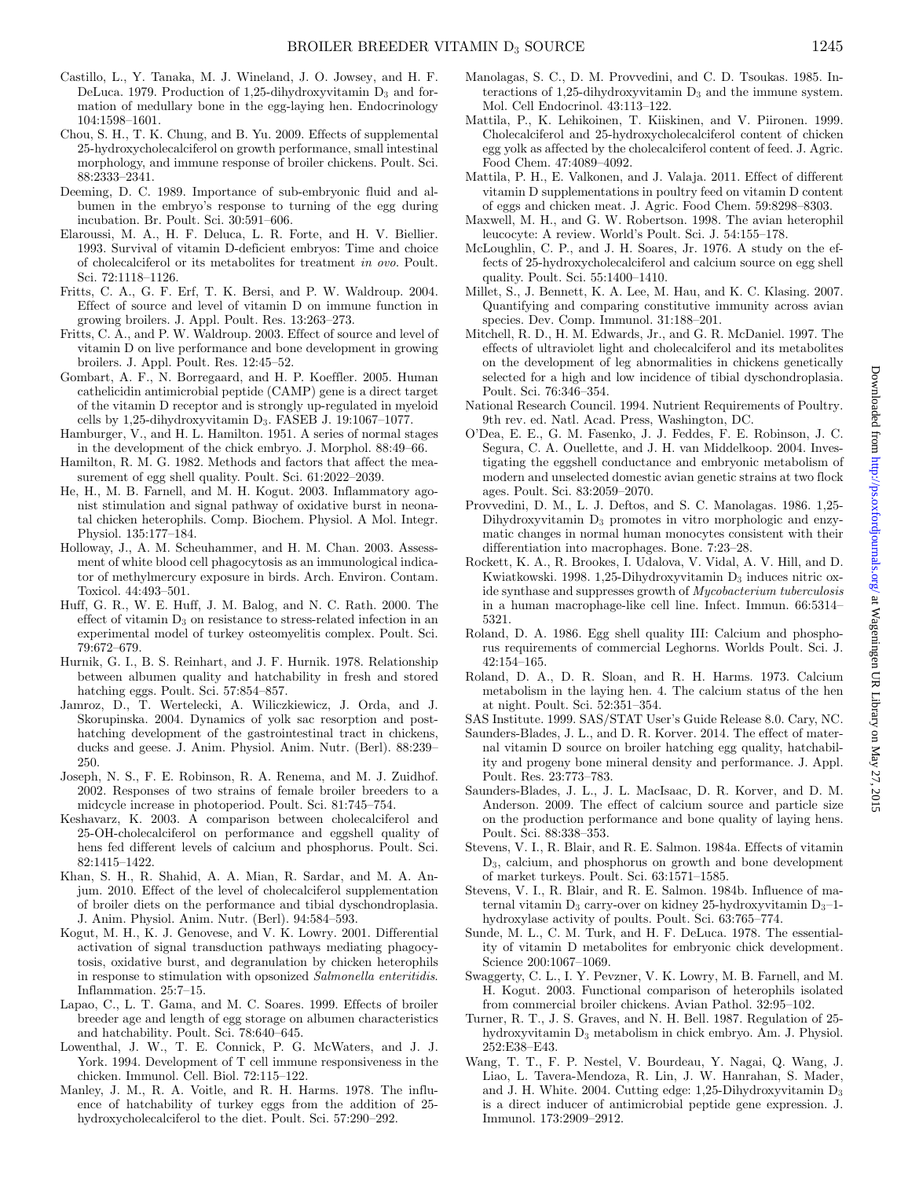Castillo, L., Y. Tanaka, M. J. Wineland, J. O. Jowsey, and H. F. DeLuca. 1979. Production of 1,25-dihydroxyvitamin $D_3$ and formation of medullary bone in the egg-laying hen. Endocrinology 104:1598–1601.

Chou, S. H., T. K. Chung, and B. Yu. 2009. Effects of supplemental 25-hydroxycholecalciferol on growth performance, small intestinal morphology, and immune response of broiler chickens. Poult. Sci. 88:2333–2341.

Deeming, D. C. 1989. Importance of sub-embryonic fluid and albumen in the embryo's response to turning of the egg during incubation. Br. Poult. Sci. 30:591–606.

Elaroussi, M. A., H. F. Deluca, L. R. Forte, and H. V. Biellier. 1993. Survival of vitamin D-deficient embryos: Time and choice of cholecalciferol or its metabolites for treatment *in ovo*. Poult. Sci. 72:1118–1126.

Fritts, C. A., G. F. Erf, T. K. Bersi, and P. W. Waldroup. 2004. Effect of source and level of vitamin D on immune function in growing broilers. J. Appl. Poult. Res. 13:263–273.

Fritts, C. A., and P. W. Waldroup. 2003. Effect of source and level of vitamin D on live performance and bone development in growing broilers. J. Appl. Poult. Res. 12:45–52.

Gombart, A. F., N. Borregaard, and H. P. Koeffler. 2005. Human cathelicidin antimicrobial peptide (CAMP) gene is a direct target of the vitamin D receptor and is strongly up-regulated in myeloid cells by 1,25-dihydroxyvitamin $D_3$. FASEB J. 19:1067–1077.

Hamburger, V., and H. L. Hamilton. 1951. A series of normal stages in the development of the chick embryo. J. Morphol. 88:49–66.

Hamilton, R. M. G. 1982. Methods and factors that affect the measurement of egg shell quality. Poult. Sci. 61:2022–2039.

He, H., M. B. Farnell, and M. H. Kogut. 2003. Inflammatory agonist stimulation and signal pathway of oxidative burst in neonatal chicken heterophils. Comp. Biochem. Physiol. A Mol. Integr. Physiol. 135:177–184.

Holloway, J., A. M. Scheuhammer, and H. M. Chan. 2003. Assessment of white blood cell phagocytosis as an immunological indicator of methylmercury exposure in birds. Arch. Environ. Contam. Toxicol. 44:493–501.

Huff, G. R., W. E. Huff, J. M. Balog, and N. C. Rath. 2000. The effect of vitamin $D_3$ on resistance to stress-related infection in an experimental model of turkey osteomyelitis complex. Poult. Sci. 79:672–679.

Hurnik, G. I., B. S. Reinhart, and J. F. Hurnik. 1978. Relationship between albumen quality and hatchability in fresh and stored hatching eggs. Poult. Sci. 57:854–857.

Jamroz, D., T. Wertelecki, A. Wiliczkiewicz, J. Orda, and J. Skorupinska. 2004. Dynamics of yolk sac resorption and post-hatching development of the gastrointestinal tract in chickens, ducks and geese. J. Anim. Physiol. Anim. Nutr. (Berl). 88:239–250.

Joseph, N. S., F. E. Robinson, R. A. Renema, and M. J. Zuidhof. 2002. Responses of two strains of female broiler breeders to a midcycle increase in photoperiod. Poult. Sci. 81:745–754.

Keshavarz, K. 2003. A comparison between cholecalciferol and 25-OH-cholecalciferol on performance and eggshell quality of hens fed different levels of calcium and phosphorus. Poult. Sci. 82:1415–1422.

Khan, S. H., R. Shahid, A. A. Mian, R. Sardar, and M. A. Anjum. 2010. Effect of the level of cholecalciferol supplementation of broiler diets on the performance and tibial dyschondroplasia. J. Anim. Physiol. Anim. Nutr. (Berl). 94:584–593.

Kogut, M. H., K. J. Genovese, and V. K. Lowry. 2001. Differential activation of signal transduction pathways mediating phagocytosis, oxidative burst, and degranulation by chicken heterophils in response to stimulation with opsonized *Salmonella enteritidis*. Inflammation. 25:7–15.

Lapao, C., L. T. Gama, and M. C. Soares. 1999. Effects of broiler breeder age and length of egg storage on albumen characteristics and hatchability. Poult. Sci. 78:640–645.

Lowenthal, J. W., T. E. Connick, P. G. McWaters, and J. J. York. 1994. Development of T cell immune responsiveness in the chicken. Immunol. Cell. Biol. 72:115–122.

Manley, J. M., R. A. Voitle, and R. H. Harms. 1978. The influence of hatchability of turkey eggs from the addition of 25-hydroxycholecalciferol to the diet. Poult. Sci. 57:290–292.

Manolagas, S. C., D. M. Provvedini, and C. D. Tsoukas. 1985. Interactions of 1,25-dihydroxyvitamin $D_3$ and the immune system. Mol. Cell Endocrinol. 43:113–122.

Mattila, P., K. Lehikoinen, T. Kiiskinen, and V. Piironen. 1999. Cholecalciferol and 25-hydroxycholecalciferol content of chicken egg yolk as affected by the cholecalciferol content of feed. J. Agric. Food Chem. 47:4089–4092.

Mattila, P. H., E. Valkonen, and J. Valaja. 2011. Effect of different vitamin D supplementations in poultry feed on vitamin D content of eggs and chicken meat. J. Agric. Food Chem. 59:8298–8303.

Maxwell, M. H., and G. W. Robertson. 1998. The avian heterophil leucocyte: A review. World's Poult. Sci. J. 54:155–178.

McLoughlin, C. P., and J. H. Soares, Jr. 1976. A study on the effects of 25-hydroxycholecalciferol and calcium source on egg shell quality. Poult. Sci. 55:1400–1410.

Millet, S., J. Bennett, K. A. Lee, M. Hau, and K. C. Klasing. 2007. Quantifying and comparing constitutive immunity across avian species. Dev. Comp. Immunol. 31:188–201.

Mitchell, R. D., H. M. Edwards, Jr., and G. R. McDaniel. 1997. The effects of ultraviolet light and cholecalciferol and its metabolites on the development of leg abnormalities in chickens genetically selected for a high and low incidence of tibial dyschondroplasia. Poult. Sci. 76:346–354.

National Research Council. 1994. Nutrient Requirements of Poultry. 9th rev. ed. Natl. Acad. Press, Washington, DC.

O'Dea, E. E., G. M. Fasenko, J. J. Feddes, F. E. Robinson, J. C. Segura, C. A. Ouellette, and J. H. van Middelkoop. 2004. Investigating the eggshell conductance and embryonic metabolism of modern and unselected domestic avian genetic strains at two flock ages. Poult. Sci. 83:2059–2070.

Provvedini, D. M., L. J. Deftos, and S. C. Manolagas. 1986. 1,25-Dihydroxyvitamin $D_3$ promotes in vitro morphologic and enzymatic changes in normal human monocytes consistent with their differentiation into macrophages. Bone. 7:23–28.

Rockett, K. A., R. Brookes, I. Udalova, V. Vidal, A. V. Hill, and D. Kwiatkowski. 1998. 1,25-Dihydroxyvitamin $D_3$ induces nitric oxide synthase and suppresses growth of *Mycobacterium tuberculosis* in a human macrophage-like cell line. Infect. Immun. 66:5314–5321.

Roland, D. A. 1986. Egg shell quality III: Calcium and phosphorus requirements of commercial Leghorns. Worlds Poult. Sci. J. 42:154–165.

Roland, D. A., D. R. Sloan, and R. H. Harms. 1973. Calcium metabolism in the laying hen. 4. The calcium status of the hen at night. Poult. Sci. 52:351–354.

SAS Institute. 1999. SAS/STAT User's Guide Release 8.0. Cary, NC.

Saunders-Blades, J. L., and D. R. Korver. 2014. The effect of maternal vitamin D source on broiler hatching egg quality, hatchability and progeny bone mineral density and performance. J. Appl. Poult. Res. 23:773–783.

Saunders-Blades, J. L., J. L. MacIsaac, D. R. Korver, and D. M. Anderson. 2009. The effect of calcium source and particle size on the production performance and bone quality of laying hens. Poult. Sci. 88:338–353.

Stevens, V. I., R. Blair, and R. E. Salmon. 1984a. Effects of vitamin $D_3$, calcium, and phosphorus on growth and bone development of market turkeys. Poult. Sci. 63:1571–1585.

Stevens, V. I., R. Blair, and R. E. Salmon. 1984b. Influence of maternal vitamin $D_3$ carry-over on kidney 25-hydroxyvitamin $D_3$–1-hydroxylase activity of poults. Poult. Sci. 63:765–774.

Sunde, M. L., C. M. Turk, and H. F. DeLuca. 1978. The essentiality of vitamin D metabolites for embryonic chick development. Science 200:1067–1069.

Swaggerty, C. L., I. Y. Pevzner, V. K. Lowry, M. B. Farnell, and M. H. Kogut. 2003. Functional comparison of heterophils isolated from commercial broiler chickens. Avian Pathol. 32:95–102.

Turner, R. T., J. S. Graves, and N. H. Bell. 1987. Regulation of 25-hydroxyvitamin $D_3$ metabolism in chick embryo. Am. J. Physiol. 252:E38–E43.

Wang, T. T., F. P. Nestel, V. Bourdeau, Y. Nagai, Q. Wang, J. Liao, L. Tavera-Mendoza, R. Lin, J. W. Hanrahan, S. Mader, and J. H. White. 2004. Cutting edge: 1,25-Dihydroxyvitamin $D_3$ is a direct inducer of antimicrobial peptide gene expression. J. Immunol. 173:2909–2912.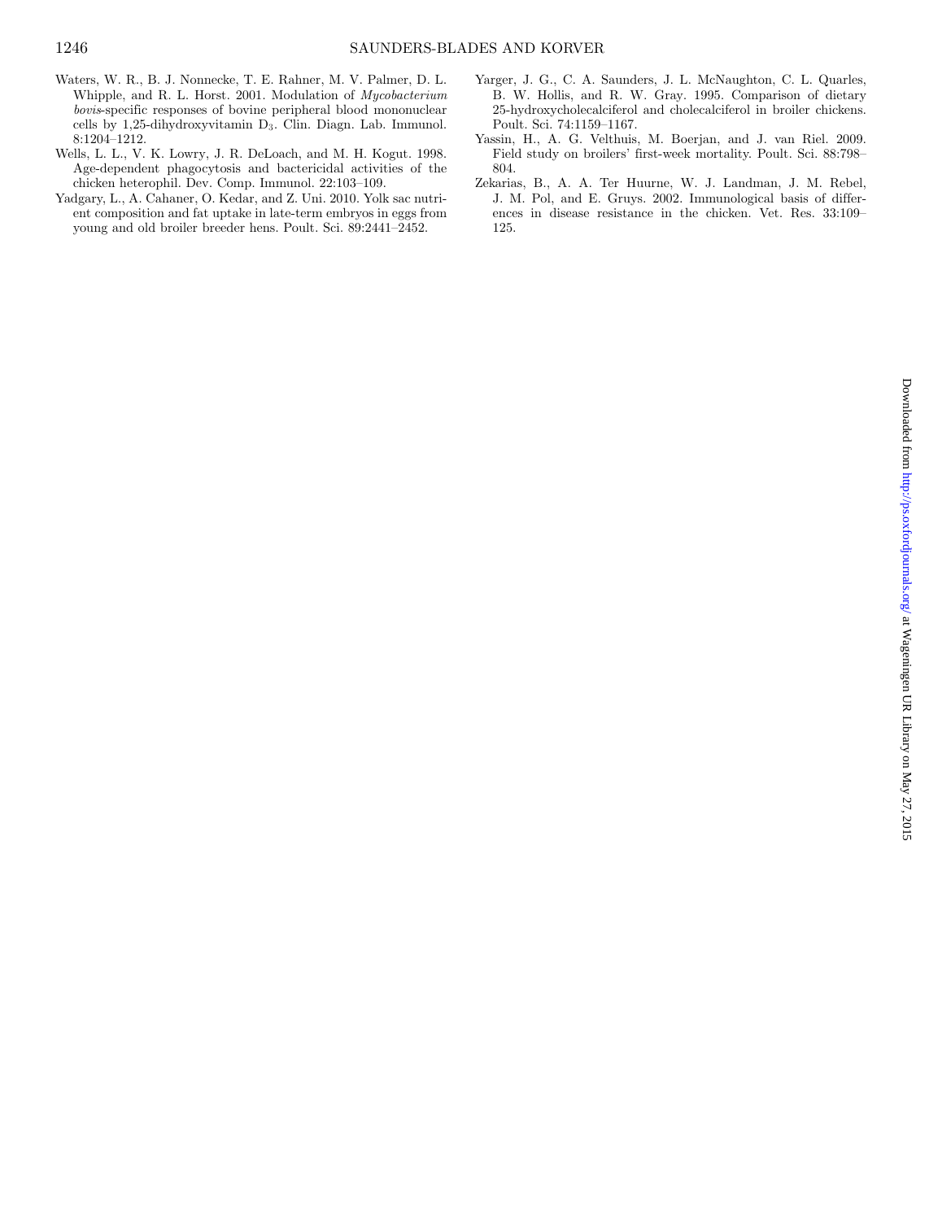Waters, W. R., B. J. Nonnecke, T. E. Rahner, M. V. Palmer, D. L. Whipple, and R. L. Horst. 2001. Modulation of *Mycobacterium bovis*-specific responses of bovine peripheral blood mononuclear cells by 1,25-dihydroxyvitamin $D_3$. Clin. Diagn. Lab. Immunol. 8:1204–1212.

Wells, L. L., V. K. Lowry, J. R. DeLoach, and M. H. Kogut. 1998. Age-dependent phagocytosis and bactericidal activities of the chicken heterophil. Dev. Comp. Immunol. 22:103–109.

Yadgary, L., A. Cahaner, O. Kedar, and Z. Uni. 2010. Yolk sac nutrient composition and fat uptake in late-term embryos in eggs from young and old broiler breeder hens. Poult. Sci. 89:2441–2452.

Yarger, J. G., C. A. Saunders, J. L. McNaughton, C. L. Quarles, B. W. Hollis, and R. W. Gray. 1995. Comparison of dietary 25-hydroxycholecalciferol and cholecalciferol in broiler chickens. Poult. Sci. 74:1159–1167.

Yassin, H., A. G. Velthuis, M. Boerjan, and J. van Riel. 2009. Field study on broilers' first-week mortality. Poult. Sci. 88:798–804.

Zekarias, B., A. A. Ter Huurne, W. J. Landman, J. M. Rebel, J. M. Pol, and E. Gruys. 2002. Immunological basis of differences in disease resistance in the chicken. Vet. Res. 33:109–125.